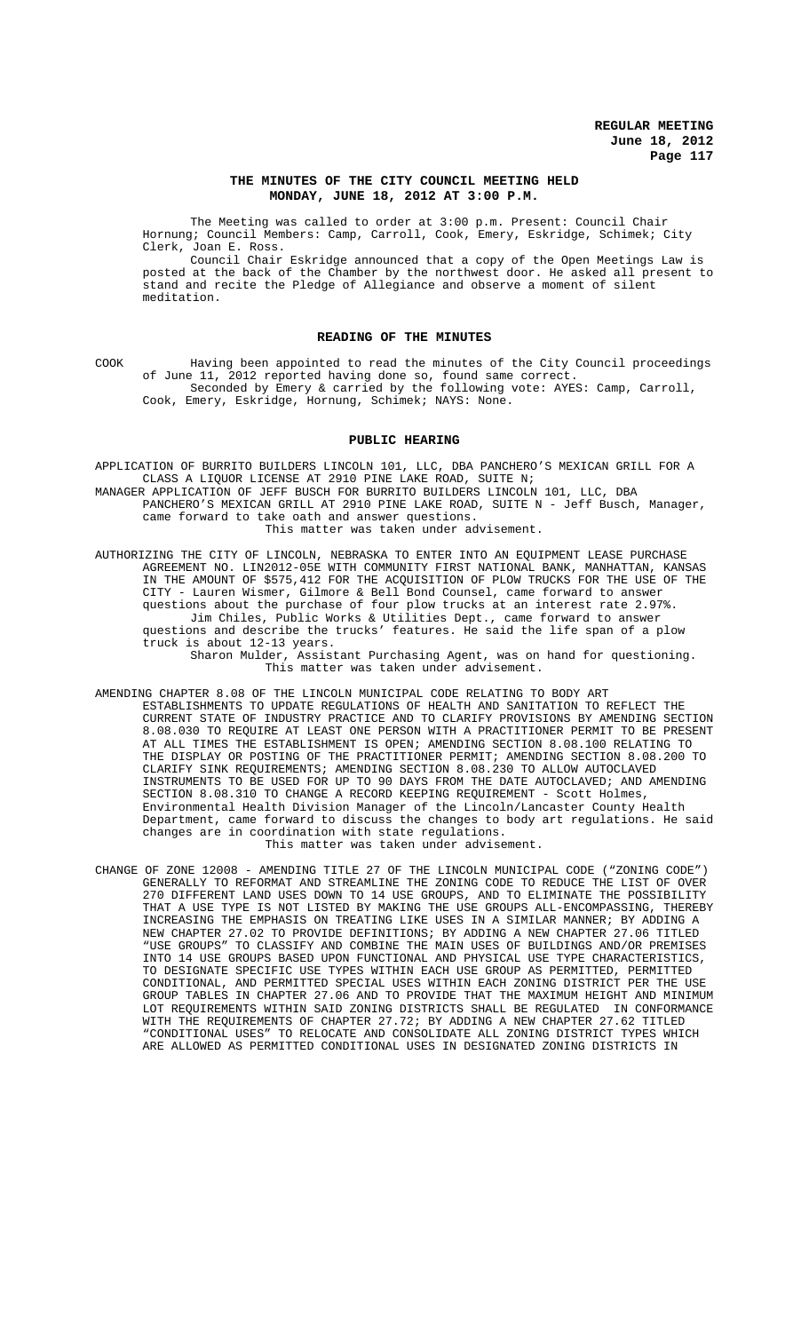## THE MINUTES OF THE CITY COUNCIL MEETING HELD MONDAY, JUNE 18, 2012 AT 3:00 P.M.

The Meeting was called to order at 3:00 p.m. Present: Council Chair Hornung; Council Members: Camp, Carroll, Cook, Emery, Eskridge, Schimek; City Clerk, Joan E. Ross.

Council Chair Eskridge announced that a copy of the Open Meetings Law is posted at the back of the Chamber by the northwest door. He asked all present to stand and recite the Pledge of Allegiance and observe a moment of silent meditation.

### READING OF THE MINUTES

COOK Having been appointed to read the minutes of the City Council proceedings of June 11, 2012 reported having done so, found same correct.

Seconded by Emery & carried by the following vote: AYES: Camp, Carroll, Cook, Emery, Eskridge, Hornung, Schimek; NAYS: None.

### PUBLIC HEARING

APPLICATION OF BURRITO BUILDERS LINCOLN 101, LLC, DBA PANCHERO'S MEXICAN GRILL FOR A CLASS A LIQUOR LICENSE AT 2910 PINE LAKE ROAD, SUITE N;

MANAGER APPLICATION OF JEFF BUSCH FOR BURRITO BUILDERS LINCOLN 101, LLC, DBA PANCHERO'S MEXICAN GRILL AT 2910 PINE LAKE ROAD, SUITE N - Jeff Busch, Manager, came forward to take oath and answer questions.

This matter was taken under advisement.

AUTHORIZING THE CITY OF LINCOLN, NEBRASKA TO ENTER INTO AN EQUIPMENT LEASE PURCHASE AGREEMENT NO. LIN2012-05E WITH COMMUNITY FIRST NATIONAL BANK, MANHATTAN, KANSAS IN THE AMOUNT OF $575,412 FOR THE ACQUISITION OF PLOW TRUCKS FOR THE USE OF THE CITY - Lauren Wismer, Gilmore & Bell Bond Counsel, came forward to answer questions about the purchase of four plow trucks at an interest rate 2.97%.

Jim Chiles, Public Works & Utilities Dept., came forward to answer questions and describe the trucks' features. He said the life span of a plow truck is about 12-13 years.

Sharon Mulder, Assistant Purchasing Agent, was on hand for questioning.

This matter was taken under advisement.

AMENDING CHAPTER 8.08 OF THE LINCOLN MUNICIPAL CODE RELATING TO BODY ART ESTABLISHMENTS TO UPDATE REGULATIONS OF HEALTH AND SANITATION TO REFLECT THE CURRENT STATE OF INDUSTRY PRACTICE AND TO CLARIFY PROVISIONS BY AMENDING SECTION 8.08.030 TO REQUIRE AT LEAST ONE PERSON WITH A PRACTITIONER PERMIT TO BE PRESENT AT ALL TIMES THE ESTABLISHMENT IS OPEN; AMENDING SECTION 8.08.100 RELATING TO THE DISPLAY OR POSTING OF THE PRACTITIONER PERMIT; AMENDING SECTION 8.08.200 TO CLARIFY SINK REQUIREMENTS; AMENDING SECTION 8.08.230 TO ALLOW AUTOCLAVED INSTRUMENTS TO BE USED FOR UP TO 90 DAYS FROM THE DATE AUTOCLAVED; AND AMENDING SECTION 8.08.310 TO CHANGE A RECORD KEEPING REQUIREMENT - Scott Holmes, Environmental Health Division Manager of the Lincoln/Lancaster County Health Department, came forward to discuss the changes to body art regulations. He said changes are in coordination with state regulations.

This matter was taken under advisement.

CHANGE OF ZONE 12008 - AMENDING TITLE 27 OF THE LINCOLN MUNICIPAL CODE ("ZONING CODE") GENERALLY TO REFORMAT AND STREAMLINE THE ZONING CODE TO REDUCE THE LIST OF OVER 270 DIFFERENT LAND USES DOWN TO 14 USE GROUPS, AND TO ELIMINATE THE POSSIBILITY THAT A USE TYPE IS NOT LISTED BY MAKING THE USE GROUPS ALL-ENCOMPASSING, THEREBY INCREASING THE EMPHASIS ON TREATING LIKE USES IN A SIMILAR MANNER; BY ADDING A NEW CHAPTER 27.02 TO PROVIDE DEFINITIONS; BY ADDING A NEW CHAPTER 27.06 TITLED "USE GROUPS" TO CLASSIFY AND COMBINE THE MAIN USES OF BUILDINGS AND/OR PREMISES INTO 14 USE GROUPS BASED UPON FUNCTIONAL AND PHYSICAL USE TYPE CHARACTERISTICS, TO DESIGNATE SPECIFIC USE TYPES WITHIN EACH USE GROUP AS PERMITTED, PERMITTED CONDITIONAL, AND PERMITTED SPECIAL USES WITHIN EACH ZONING DISTRICT PER THE USE GROUP TABLES IN CHAPTER 27.06 AND TO PROVIDE THAT THE MAXIMUM HEIGHT AND MINIMUM LOT REQUIREMENTS WITHIN SAID ZONING DISTRICTS SHALL BE REGULATED IN CONFORMANCE WITH THE REQUIREMENTS OF CHAPTER 27.72; BY ADDING A NEW CHAPTER 27.62 TITLED "CONDITIONAL USES" TO RELOCATE AND CONSOLIDATE ALL ZONING DISTRICT TYPES WHICH ARE ALLOWED AS PERMITTED CONDITIONAL USES IN DESIGNATED ZONING DISTRICTS IN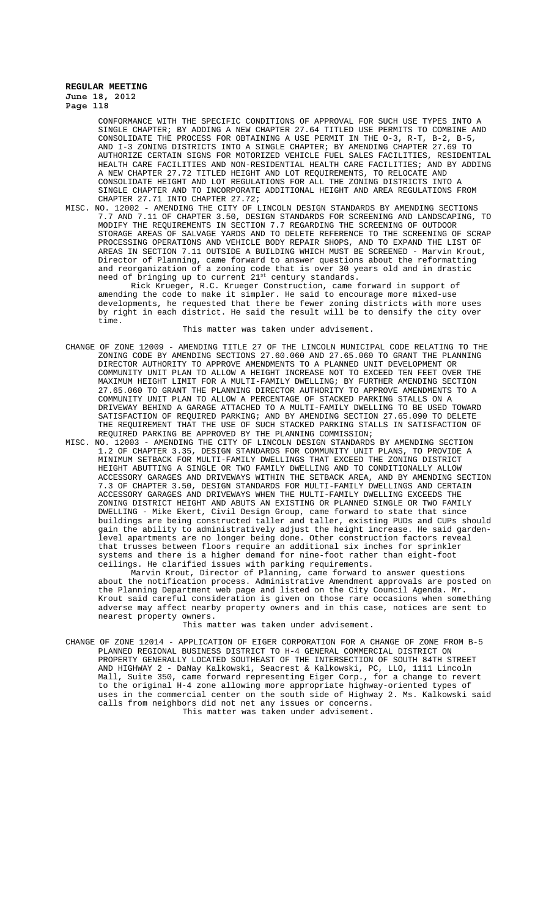CONFORMANCE WITH THE SPECIFIC CONDITIONS OF APPROVAL FOR SUCH USE TYPES INTO A SINGLE CHAPTER; BY ADDING A NEW CHAPTER 27.64 TITLED USE PERMITS TO COMBINE AND CONSOLIDATE THE PROCESS FOR OBTAINING A USE PERMIT IN THE O-3, R-T, B-2, B-5, AND I-3 ZONING DISTRICTS INTO A SINGLE CHAPTER; BY AMENDING CHAPTER 27.69 TO AUTHORIZE CERTAIN SIGNS FOR MOTORIZED VEHICLE FUEL SALES FACILITIES, RESIDENTIAL HEALTH CARE FACILITIES AND NON-RESIDENTIAL HEALTH CARE FACILITIES; AND BY ADDING A NEW CHAPTER 27.72 TITLED HEIGHT AND LOT REQUIREMENTS, TO RELOCATE AND CONSOLIDATE HEIGHT AND LOT REGULATIONS FOR ALL THE ZONING DISTRICTS INTO A SINGLE CHAPTER AND TO INCORPORATE ADDITIONAL HEIGHT AND AREA REGULATIONS FROM CHAPTER 27.71 INTO CHAPTER 27.72;

MISC. NO. 12002 - AMENDING THE CITY OF LINCOLN DESIGN STANDARDS BY AMENDING SECTIONS 7.7 AND 7.11 OF CHAPTER 3.50, DESIGN STANDARDS FOR SCREENING AND LANDSCAPING, TO MODIFY THE REQUIREMENTS IN SECTION 7.7 REGARDING THE SCREENING OF OUTDOOR STORAGE AREAS OF SALVAGE YARDS AND TO DELETE REFERENCE TO THE SCREENING OF SCRAP PROCESSING OPERATIONS AND VEHICLE BODY REPAIR SHOPS, AND TO EXPAND THE LIST OF AREAS IN SECTION 7.11 OUTSIDE A BUILDING WHICH MUST BE SCREENED - Marvin Krout, Director of Planning, came forward to answer questions about the reformatting and reorganization of a zoning code that is over 30 years old and in drastic need of bringing up to current 21st century standards.

Rick Krueger, R.C. Krueger Construction, came forward in support of amending the code to make it simpler. He said to encourage more mixed-use developments, he requested that there be fewer zoning districts with more uses by right in each district. He said the result will be to densify the city over time.

This matter was taken under advisement.

CHANGE OF ZONE 12009 - AMENDING TITLE 27 OF THE LINCOLN MUNICIPAL CODE RELATING TO THE ZONING CODE BY AMENDING SECTIONS 27.60.060 AND 27.65.060 TO GRANT THE PLANNING DIRECTOR AUTHORITY TO APPROVE AMENDMENTS TO A PLANNED UNIT DEVELOPMENT OR COMMUNITY UNIT PLAN TO ALLOW A HEIGHT INCREASE NOT TO EXCEED TEN FEET OVER THE MAXIMUM HEIGHT LIMIT FOR A MULTI-FAMILY DWELLING; BY FURTHER AMENDING SECTION 27.65.060 TO GRANT THE PLANNING DIRECTOR AUTHORITY TO APPROVE AMENDMENTS TO A COMMUNITY UNIT PLAN TO ALLOW A PERCENTAGE OF STACKED PARKING STALLS ON A DRIVEWAY BEHIND A GARAGE ATTACHED TO A MULTI-FAMILY DWELLING TO BE USED TOWARD SATISFACTION OF REQUIRED PARKING; AND BY AMENDING SECTION 27.65.090 TO DELETE THE REQUIREMENT THAT THE USE OF SUCH STACKED PARKING STALLS IN SATISFACTION OF REQUIRED PARKING BE APPROVED BY THE PLANNING COMMISSION;

MISC. NO. 12003 - AMENDING THE CITY OF LINCOLN DESIGN STANDARDS BY AMENDING SECTION 1.2 OF CHAPTER 3.35, DESIGN STANDARDS FOR COMMUNITY UNIT PLANS, TO PROVIDE A MINIMUM SETBACK FOR MULTI-FAMILY DWELLINGS THAT EXCEED THE ZONING DISTRICT HEIGHT ABUTTING A SINGLE OR TWO FAMILY DWELLING AND TO CONDITIONALLY ALLOW ACCESSORY GARAGES AND DRIVEWAYS WITHIN THE SETBACK AREA, AND BY AMENDING SECTION 7.3 OF CHAPTER 3.50, DESIGN STANDARDS FOR MULTI-FAMILY DWELLINGS AND CERTAIN ACCESSORY GARAGES AND DRIVEWAYS WHEN THE MULTI-FAMILY DWELLING EXCEEDS THE ZONING DISTRICT HEIGHT AND ABUTS AN EXISTING OR PLANNED SINGLE OR TWO FAMILY DWELLING - Mike Ekert, Civil Design Group, came forward to state that since buildings are being constructed taller and taller, existing PUDs and CUPs should gain the ability to administratively adjust the height increase. He said garden-level apartments are no longer being done. Other construction factors reveal that trusses between floors require an additional six inches for sprinkler systems and there is a higher demand for nine-foot rather than eight-foot ceilings. He clarified issues with parking requirements.

Marvin Krout, Director of Planning, came forward to answer questions about the notification process. Administrative Amendment approvals are posted on the Planning Department web page and listed on the City Council Agenda. Mr. Krout said careful consideration is given on those rare occasions when something adverse may affect nearby property owners and in this case, notices are sent to nearest property owners.

This matter was taken under advisement.

CHANGE OF ZONE 12014 - APPLICATION OF EIGER CORPORATION FOR A CHANGE OF ZONE FROM B-5 PLANNED REGIONAL BUSINESS DISTRICT TO H-4 GENERAL COMMERCIAL DISTRICT ON PROPERTY GENERALLY LOCATED SOUTHEAST OF THE INTERSECTION OF SOUTH 84TH STREET AND HIGHWAY 2 - DaNay Kalkowski, Seacrest & Kalkowski, PC, LLO, 1111 Lincoln Mall, Suite 350, came forward representing Eiger Corp., for a change to revert to the original H-4 zone allowing more appropriate highway-oriented types of uses in the commercial center on the south side of Highway 2. Ms. Kalkowski said calls from neighbors did not net any issues or concerns.

This matter was taken under advisement.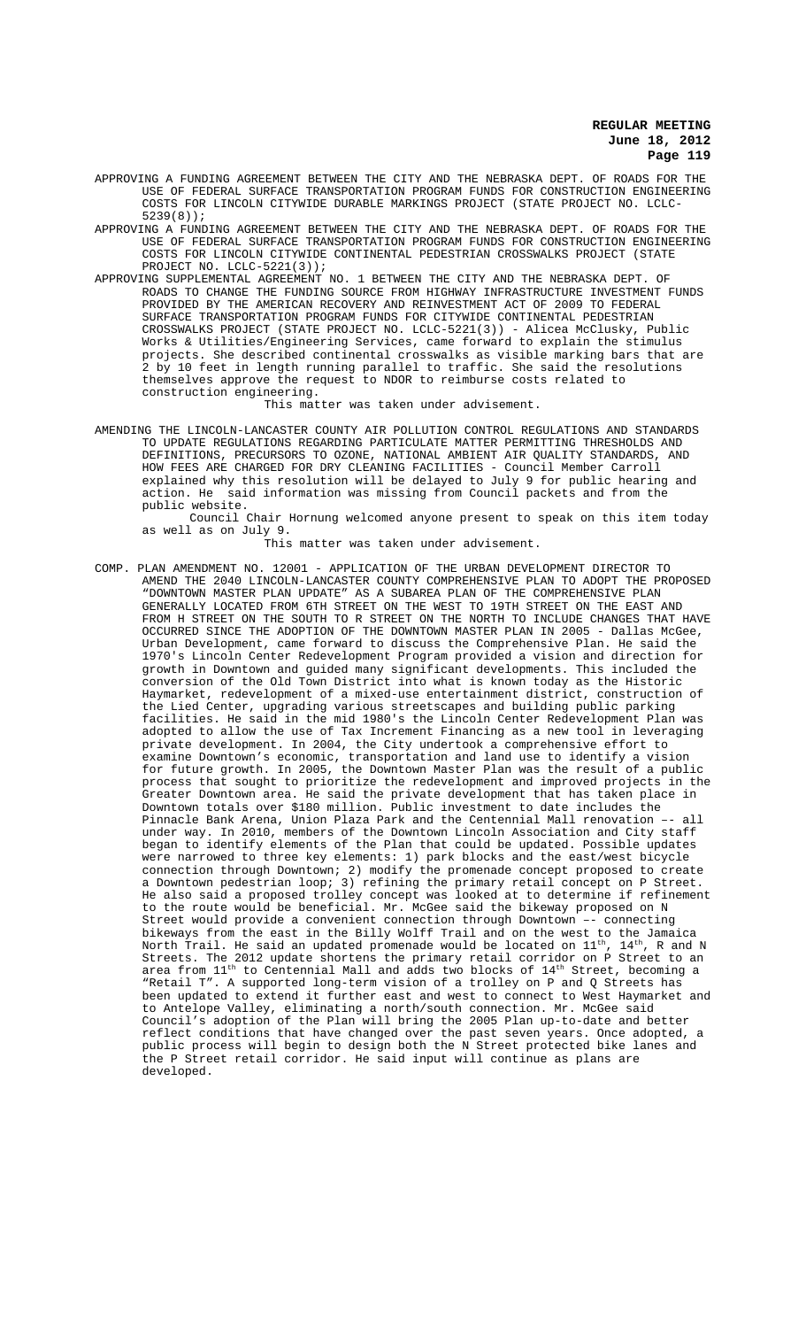APPROVING A FUNDING AGREEMENT BETWEEN THE CITY AND THE NEBRASKA DEPT. OF ROADS FOR THE USE OF FEDERAL SURFACE TRANSPORTATION PROGRAM FUNDS FOR CONSTRUCTION ENGINEERING COSTS FOR LINCOLN CITYWIDE DURABLE MARKINGS PROJECT (STATE PROJECT NO. LCLC-5239(8));

APPROVING A FUNDING AGREEMENT BETWEEN THE CITY AND THE NEBRASKA DEPT. OF ROADS FOR THE USE OF FEDERAL SURFACE TRANSPORTATION PROGRAM FUNDS FOR CONSTRUCTION ENGINEERING COSTS FOR LINCOLN CITYWIDE CONTINENTAL PEDESTRIAN CROSSWALKS PROJECT (STATE PROJECT NO. LCLC-5221(3));

APPROVING SUPPLEMENTAL AGREEMENT NO. 1 BETWEEN THE CITY AND THE NEBRASKA DEPT. OF ROADS TO CHANGE THE FUNDING SOURCE FROM HIGHWAY INFRASTRUCTURE INVESTMENT FUNDS PROVIDED BY THE AMERICAN RECOVERY AND REINVESTMENT ACT OF 2009 TO FEDERAL SURFACE TRANSPORTATION PROGRAM FUNDS FOR CITYWIDE CONTINENTAL PEDESTRIAN CROSSWALKS PROJECT (STATE PROJECT NO. LCLC-5221(3)) - Alicea McClusky, Public Works & Utilities/Engineering Services, came forward to explain the stimulus projects. She described continental crosswalks as visible marking bars that are 2 by 10 feet in length running parallel to traffic. She said the resolutions themselves approve the request to NDOR to reimburse costs related to construction engineering.

This matter was taken under advisement.

AMENDING THE LINCOLN-LANCASTER COUNTY AIR POLLUTION CONTROL REGULATIONS AND STANDARDS TO UPDATE REGULATIONS REGARDING PARTICULATE MATTER PERMITTING THRESHOLDS AND DEFINITIONS, PRECURSORS TO OZONE, NATIONAL AMBIENT AIR QUALITY STANDARDS, AND HOW FEES ARE CHARGED FOR DRY CLEANING FACILITIES - Council Member Carroll explained why this resolution will be delayed to July 9 for public hearing and action. He said information was missing from Council packets and from the public website.

Council Chair Hornung welcomed anyone present to speak on this item today as well as on July 9.

This matter was taken under advisement.

COMP. PLAN AMENDMENT NO. 12001 - APPLICATION OF THE URBAN DEVELOPMENT DIRECTOR TO AMEND THE 2040 LINCOLN-LANCASTER COUNTY COMPREHENSIVE PLAN TO ADOPT THE PROPOSED "DOWNTOWN MASTER PLAN UPDATE" AS A SUBAREA PLAN OF THE COMPREHENSIVE PLAN GENERALLY LOCATED FROM 6TH STREET ON THE WEST TO 19TH STREET ON THE EAST AND FROM H STREET ON THE SOUTH TO R STREET ON THE NORTH TO INCLUDE CHANGES THAT HAVE OCCURRED SINCE THE ADOPTION OF THE DOWNTOWN MASTER PLAN IN 2005 - Dallas McGee, Urban Development, came forward to discuss the Comprehensive Plan. He said the 1970's Lincoln Center Redevelopment Program provided a vision and direction for growth in Downtown and guided many significant developments. This included the conversion of the Old Town District into what is known today as the Historic Haymarket, redevelopment of a mixed-use entertainment district, construction of the Lied Center, upgrading various streetscapes and building public parking facilities. He said in the mid 1980's the Lincoln Center Redevelopment Plan was adopted to allow the use of Tax Increment Financing as a new tool in leveraging private development. In 2004, the City undertook a comprehensive effort to examine Downtown's economic, transportation and land use to identify a vision for future growth. In 2005, the Downtown Master Plan was the result of a public process that sought to prioritize the redevelopment and improved projects in the Greater Downtown area. He said the private development that has taken place in Downtown totals over $180 million. Public investment to date includes the Pinnacle Bank Arena, Union Plaza Park and the Centennial Mall renovation –- all under way. In 2010, members of the Downtown Lincoln Association and City staff began to identify elements of the Plan that could be updated. Possible updates were narrowed to three key elements: 1) park blocks and the east/west bicycle connection through Downtown; 2) modify the promenade concept proposed to create a Downtown pedestrian loop; 3) refining the primary retail concept on P Street. He also said a proposed trolley concept was looked at to determine if refinement to the route would be beneficial. Mr. McGee said the bikeway proposed on N Street would provide a convenient connection through Downtown –- connecting bikeways from the east in the Billy Wolff Trail and on the west to the Jamaica North Trail. He said an updated promenade would be located on 11th, 14th, R and N Streets. The 2012 update shortens the primary retail corridor on P Street to an area from 11th to Centennial Mall and adds two blocks of 14th Street, becoming a "Retail T". A supported long-term vision of a trolley on P and Q Streets has been updated to extend it further east and west to connect to West Haymarket and to Antelope Valley, eliminating a north/south connection. Mr. McGee said Council's adoption of the Plan will bring the 2005 Plan up-to-date and better reflect conditions that have changed over the past seven years. Once adopted, a public process will begin to design both the N Street protected bike lanes and the P Street retail corridor. He said input will continue as plans are developed.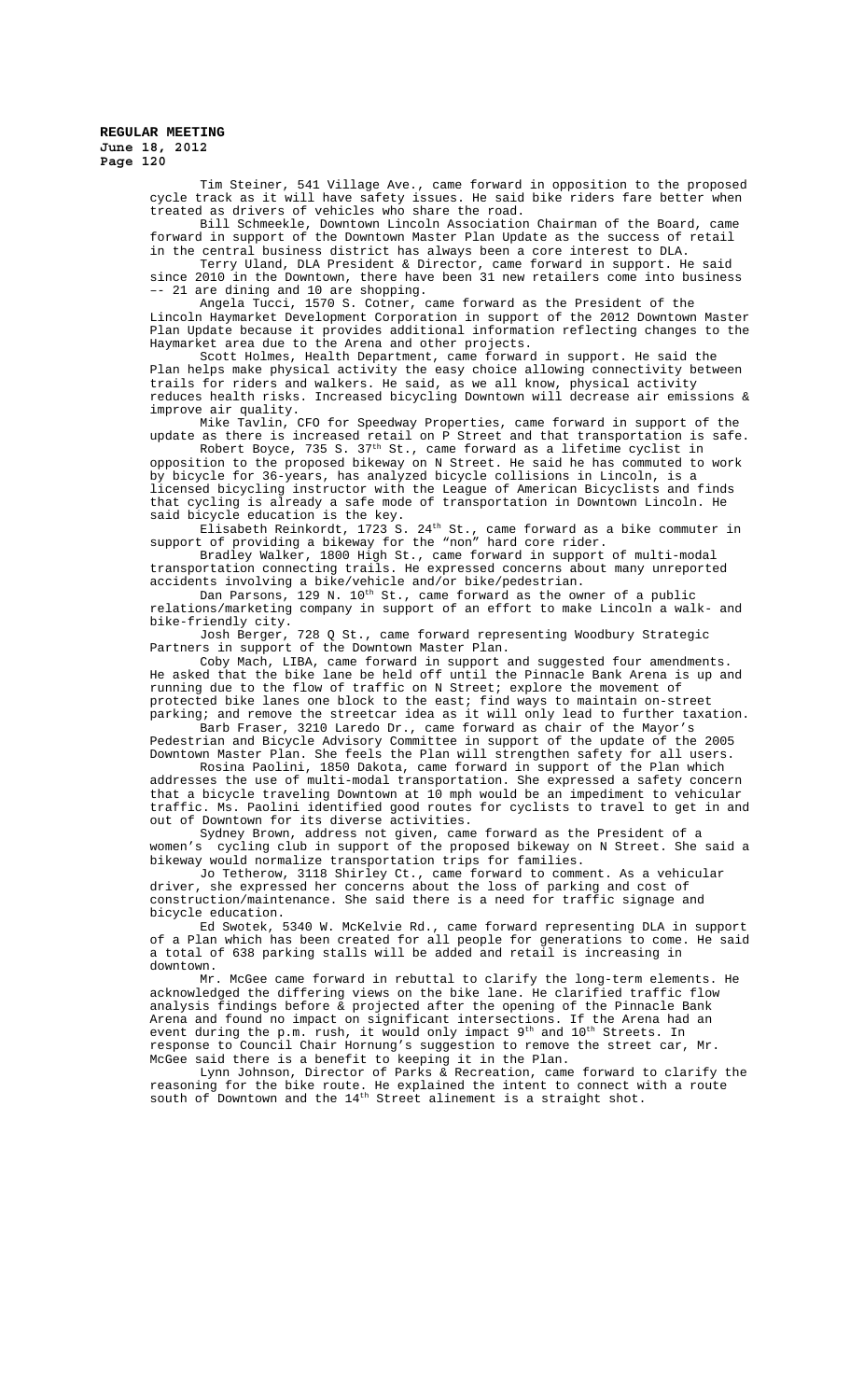Tim Steiner, 541 Village Ave., came forward in opposition to the proposed cycle track as it will have safety issues. He said bike riders fare better when treated as drivers of vehicles who share the road.

Bill Schmeekle, Downtown Lincoln Association Chairman of the Board, came forward in support of the Downtown Master Plan Update as the success of retail in the central business district has always been a core interest to DLA.

Terry Uland, DLA President & Director, came forward in support. He said since 2010 in the Downtown, there have been 31 new retailers come into business –- 21 are dining and 10 are shopping.

Angela Tucci, 1570 S. Cotner, came forward as the President of the Lincoln Haymarket Development Corporation in support of the 2012 Downtown Master Plan Update because it provides additional information reflecting changes to the Haymarket area due to the Arena and other projects.

Scott Holmes, Health Department, came forward in support. He said the Plan helps make physical activity the easy choice allowing connectivity between trails for riders and walkers. He said, as we all know, physical activity reduces health risks. Increased bicycling Downtown will decrease air emissions & improve air quality.

Mike Tavlin, CFO for Speedway Properties, came forward in support of the update as there is increased retail on P Street and that transportation is safe.

Robert Boyce, 735 S. 37th St., came forward as a lifetime cyclist in opposition to the proposed bikeway on N Street. He said he has commuted to work by bicycle for 36-years, has analyzed bicycle collisions in Lincoln, is a licensed bicycling instructor with the League of American Bicyclists and finds that cycling is already a safe mode of transportation in Downtown Lincoln. He said bicycle education is the key.

Elisabeth Reinkordt, 1723 S. 24th St., came forward as a bike commuter in support of providing a bikeway for the "non" hard core rider.

Bradley Walker, 1800 High St., came forward in support of multi-modal transportation connecting trails. He expressed concerns about many unreported accidents involving a bike/vehicle and/or bike/pedestrian.

Dan Parsons, 129 N. 10th St., came forward as the owner of a public relations/marketing company in support of an effort to make Lincoln a walk- and bike-friendly city.

Josh Berger, 728 Q St., came forward representing Woodbury Strategic Partners in support of the Downtown Master Plan.

Coby Mach, LIBA, came forward in support and suggested four amendments. He asked that the bike lane be held off until the Pinnacle Bank Arena is up and running due to the flow of traffic on N Street; explore the movement of protected bike lanes one block to the east; find ways to maintain on-street parking; and remove the streetcar idea as it will only lead to further taxation.

Barb Fraser, 3210 Laredo Dr., came forward as chair of the Mayor's Pedestrian and Bicycle Advisory Committee in support of the update of the 2005 Downtown Master Plan. She feels the Plan will strengthen safety for all users.

Rosina Paolini, 1850 Dakota, came forward in support of the Plan which addresses the use of multi-modal transportation. She expressed a safety concern that a bicycle traveling Downtown at 10 mph would be an impediment to vehicular traffic. Ms. Paolini identified good routes for cyclists to travel to get in and out of Downtown for its diverse activities.

Sydney Brown, address not given, came forward as the President of a women's cycling club in support of the proposed bikeway on N Street. She said a bikeway would normalize transportation trips for families.

Jo Tetherow, 3118 Shirley Ct., came forward to comment. As a vehicular driver, she expressed her concerns about the loss of parking and cost of construction/maintenance. She said there is a need for traffic signage and bicycle education.

Ed Swotek, 5340 W. McKelvie Rd., came forward representing DLA in support of a Plan which has been created for all people for generations to come. He said a total of 638 parking stalls will be added and retail is increasing in downtown.

Mr. McGee came forward in rebuttal to clarify the long-term elements. He acknowledged the differing views on the bike lane. He clarified traffic flow analysis findings before & projected after the opening of the Pinnacle Bank Arena and found no impact on significant intersections. If the Arena had an event during the p.m. rush, it would only impact 9th and 10th Streets. In response to Council Chair Hornung's suggestion to remove the street car, Mr. McGee said there is a benefit to keeping it in the Plan.

Lynn Johnson, Director of Parks & Recreation, came forward to clarify the reasoning for the bike route. He explained the intent to connect with a route south of Downtown and the 14th Street alinement is a straight shot.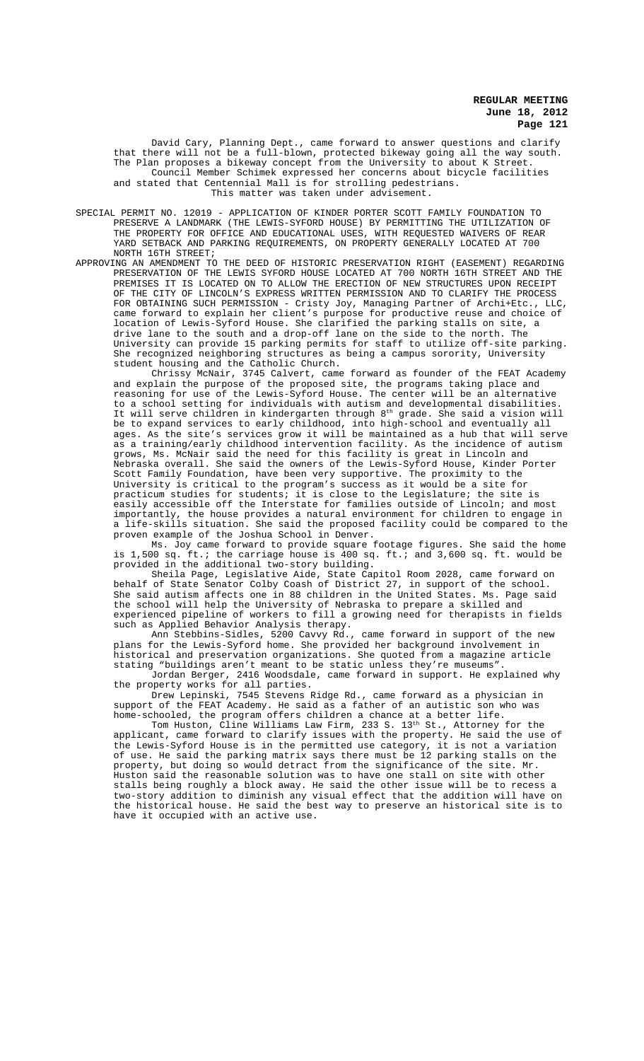David Cary, Planning Dept., came forward to answer questions and clarify that there will not be a full-blown, protected bikeway going all the way south. The Plan proposes a bikeway concept from the University to about K Street.

Council Member Schimek expressed her concerns about bicycle facilities and stated that Centennial Mall is for strolling pedestrians.

This matter was taken under advisement.

SPECIAL PERMIT NO. 12019 - APPLICATION OF KINDER PORTER SCOTT FAMILY FOUNDATION TO PRESERVE A LANDMARK (THE LEWIS-SYFORD HOUSE) BY PERMITTING THE UTILIZATION OF THE PROPERTY FOR OFFICE AND EDUCATIONAL USES, WITH REQUESTED WAIVERS OF REAR YARD SETBACK AND PARKING REQUIREMENTS, ON PROPERTY GENERALLY LOCATED AT 700 NORTH 16TH STREET;

APPROVING AN AMENDMENT TO THE DEED OF HISTORIC PRESERVATION RIGHT (EASEMENT) REGARDING PRESERVATION OF THE LEWIS SYFORD HOUSE LOCATED AT 700 NORTH 16TH STREET AND THE PREMISES IT IS LOCATED ON TO ALLOW THE ERECTION OF NEW STRUCTURES UPON RECEIPT OF THE CITY OF LINCOLN'S EXPRESS WRITTEN PERMISSION AND TO CLARIFY THE PROCESS FOR OBTAINING SUCH PERMISSION - Cristy Joy, Managing Partner of Archi+Etc., LLC, came forward to explain her client's purpose for productive reuse and choice of location of Lewis-Syford House. She clarified the parking stalls on site, a drive lane to the south and a drop-off lane on the side to the north. The University can provide 15 parking permits for staff to utilize off-site parking. She recognized neighboring structures as being a campus sorority, University student housing and the Catholic Church.

Chrissy McNair, 3745 Calvert, came forward as founder of the FEAT Academy and explain the purpose of the proposed site, the programs taking place and reasoning for use of the Lewis-Syford House. The center will be an alternative to a school setting for individuals with autism and developmental disabilities. It will serve children in kindergarten through 8th grade. She said a vision will be to expand services to early childhood, into high-school and eventually all ages. As the site's services grow it will be maintained as a hub that will serve as a training/early childhood intervention facility. As the incidence of autism grows, Ms. McNair said the need for this facility is great in Lincoln and Nebraska overall. She said the owners of the Lewis-Syford House, Kinder Porter Scott Family Foundation, have been very supportive. The proximity to the University is critical to the program's success as it would be a site for practicum studies for students; it is close to the Legislature; the site is easily accessible off the Interstate for families outside of Lincoln; and most importantly, the house provides a natural environment for children to engage in a life-skills situation. She said the proposed facility could be compared to the proven example of the Joshua School in Denver.

Ms. Joy came forward to provide square footage figures. She said the home is 1,500 sq. ft.; the carriage house is 400 sq. ft.; and 3,600 sq. ft. would be provided in the additional two-story building.

Sheila Page, Legislative Aide, State Capitol Room 2028, came forward on behalf of State Senator Colby Coash of District 27, in support of the school. She said autism affects one in 88 children in the United States. Ms. Page said the school will help the University of Nebraska to prepare a skilled and experienced pipeline of workers to fill a growing need for therapists in fields such as Applied Behavior Analysis therapy.

Ann Stebbins-Sidles, 5200 Cavvy Rd., came forward in support of the new plans for the Lewis-Syford home. She provided her background involvement in historical and preservation organizations. She quoted from a magazine article stating "buildings aren't meant to be static unless they're museums".

Jordan Berger, 2416 Woodsdale, came forward in support. He explained why the property works for all parties.

Drew Lepinski, 7545 Stevens Ridge Rd., came forward as a physician in support of the FEAT Academy. He said as a father of an autistic son who was home-schooled, the program offers children a chance at a better life.

Tom Huston, Cline Williams Law Firm, 233 S. 13th St., Attorney for the applicant, came forward to clarify issues with the property. He said the use of the Lewis-Syford House is in the permitted use category, it is not a variation of use. He said the parking matrix says there must be 12 parking stalls on the property, but doing so would detract from the significance of the site. Mr. Huston said the reasonable solution was to have one stall on site with other stalls being roughly a block away. He said the other issue will be to recess a two-story addition to diminish any visual effect that the addition will have on the historical house. He said the best way to preserve an historical site is to have it occupied with an active use.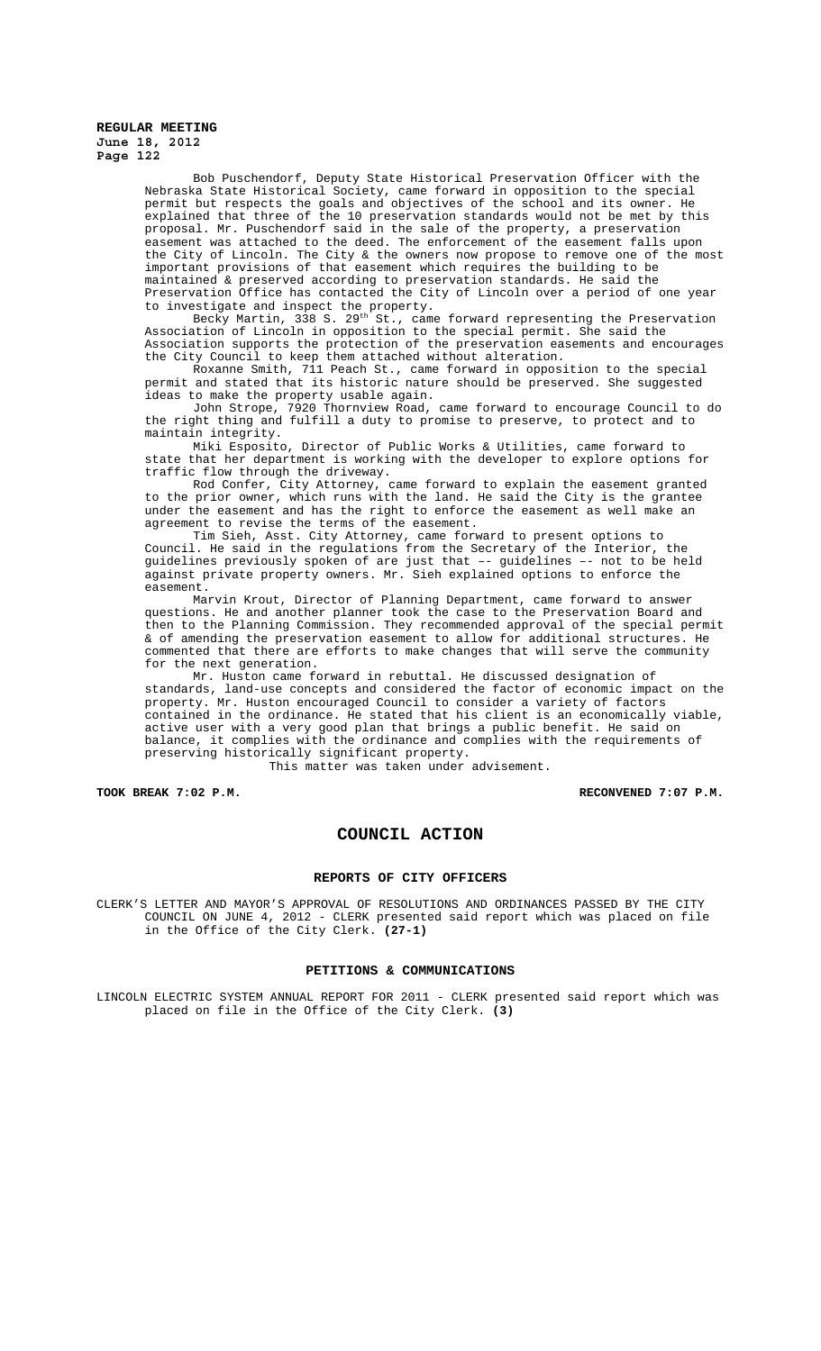Bob Puschendorf, Deputy State Historical Preservation Officer with the Nebraska State Historical Society, came forward in opposition to the special permit but respects the goals and objectives of the school and its owner. He explained that three of the 10 preservation standards would not be met by this proposal. Mr. Puschendorf said in the sale of the property, a preservation easement was attached to the deed. The enforcement of the easement falls upon the City of Lincoln. The City & the owners now propose to remove one of the most important provisions of that easement which requires the building to be maintained & preserved according to preservation standards. He said the Preservation Office has contacted the City of Lincoln over a period of one year to investigate and inspect the property.

Becky Martin, 338 S. 29th St., came forward representing the Preservation Association of Lincoln in opposition to the special permit. She said the Association supports the protection of the preservation easements and encourages the City Council to keep them attached without alteration.

Roxanne Smith, 711 Peach St., came forward in opposition to the special permit and stated that its historic nature should be preserved. She suggested ideas to make the property usable again.

John Strope, 7920 Thornview Road, came forward to encourage Council to do the right thing and fulfill a duty to promise to preserve, to protect and to maintain integrity.

Miki Esposito, Director of Public Works & Utilities, came forward to state that her department is working with the developer to explore options for traffic flow through the driveway.

Rod Confer, City Attorney, came forward to explain the easement granted to the prior owner, which runs with the land. He said the City is the grantee under the easement and has the right to enforce the easement as well make an agreement to revise the terms of the easement.

Tim Sieh, Asst. City Attorney, came forward to present options to Council. He said in the regulations from the Secretary of the Interior, the guidelines previously spoken of are just that –- guidelines –- not to be held against private property owners. Mr. Sieh explained options to enforce the easement.

Marvin Krout, Director of Planning Department, came forward to answer questions. He and another planner took the case to the Preservation Board and then to the Planning Commission. They recommended approval of the special permit & of amending the preservation easement to allow for additional structures. He commented that there are efforts to make changes that will serve the community for the next generation.

Mr. Huston came forward in rebuttal. He discussed designation of standards, land-use concepts and considered the factor of economic impact on the property. Mr. Huston encouraged Council to consider a variety of factors contained in the ordinance. He stated that his client is an economically viable, active user with a very good plan that brings a public benefit. He said on balance, it complies with the ordinance and complies with the requirements of preserving historically significant property.

This matter was taken under advisement.

**TOOK BREAK 7:02 P.M.** **RECONVENED 7:07 P.M.**

# COUNCIL ACTION

## REPORTS OF CITY OFFICERS

CLERK'S LETTER AND MAYOR'S APPROVAL OF RESOLUTIONS AND ORDINANCES PASSED BY THE CITY COUNCIL ON JUNE 4, 2012 - CLERK presented said report which was placed on file in the Office of the City Clerk. **(27-1)**

## PETITIONS & COMMUNICATIONS

LINCOLN ELECTRIC SYSTEM ANNUAL REPORT FOR 2011 - CLERK presented said report which was placed on file in the Office of the City Clerk. **(3)**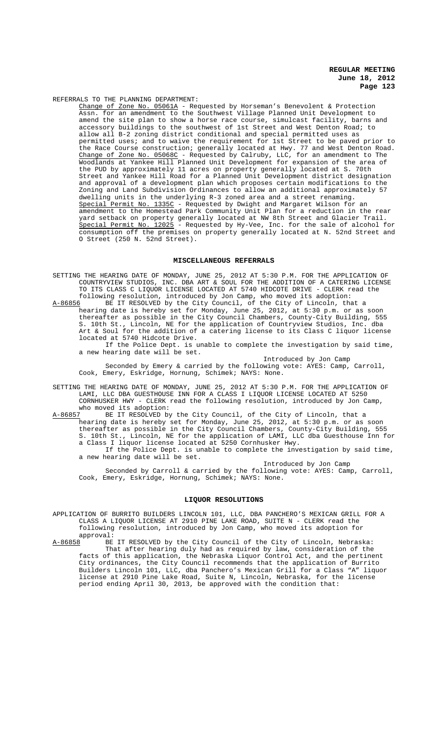REFERRALS TO THE PLANNING DEPARTMENT:

Change of Zone No. 05061A - Requested by Horseman's Benevolent & Protection Assn. for an amendment to the Southwest Village Planned Unit Development to amend the site plan to show a horse race course, simulcast facility, barns and accessory buildings to the southwest of 1st Street and West Denton Road; to allow all B-2 zoning district conditional and special permitted uses as permitted uses; and to waive the requirement for 1st Street to be paved prior to the Race Course construction; generally located at Hwy. 77 and West Denton Road.

Change of Zone No. 05068C - Requested by Calruby, LLC, for an amendment to The Woodlands at Yankee Hill Planned Unit Development for expansion of the area of the PUD by approximately 11 acres on property generally located at S. 70th Street and Yankee Hill Road for a Planned Unit Development district designation and approval of a development plan which proposes certain modifications to the Zoning and Land Subdivision Ordinances to allow an additional approximately 57 dwelling units in the underlying R-3 zoned area and a street renaming.

Special Permit No. 1335C - Requested by Dwight and Margaret Wilson for an amendment to the Homestead Park Community Unit Plan for a reduction in the rear yard setback on property generally located at NW 8th Street and Glacier Trail.

Special Permit No. 12025 - Requested by Hy-Vee, Inc. for the sale of alcohol for consumption off the premises on property generally located at N. 52nd Street and O Street (250 N. 52nd Street).

## MISCELLANEOUS REFERRALS

SETTING THE HEARING DATE OF MONDAY, JUNE 25, 2012 AT 5:30 P.M. FOR THE APPLICATION OF COUNTRYVIEW STUDIOS, INC. DBA ART & SOUL FOR THE ADDITION OF A CATERING LICENSE TO ITS CLASS C LIQUOR LICENSE LOCATED AT 5740 HIDCOTE DRIVE - CLERK read the following resolution, introduced by Jon Camp, who moved its adoption:

A-86856 BE IT RESOLVED by the City Council, of the City of Lincoln, that a hearing date is hereby set for Monday, June 25, 2012, at 5:30 p.m. or as soon thereafter as possible in the City Council Chambers, County-City Building, 555 S. 10th St., Lincoln, NE for the application of Countryview Studios, Inc. dba Art & Soul for the addition of a catering license to its Class C liquor license located at 5740 Hidcote Drive.

If the Police Dept. is unable to complete the investigation by said time, a new hearing date will be set.

Introduced by Jon Camp

Seconded by Emery & carried by the following vote: AYES: Camp, Carroll, Cook, Emery, Eskridge, Hornung, Schimek; NAYS: None.

SETTING THE HEARING DATE OF MONDAY, JUNE 25, 2012 AT 5:30 P.M. FOR THE APPLICATION OF LAMI, LLC DBA GUESTHOUSE INN FOR A CLASS I LIQUOR LICENSE LOCATED AT 5250 CORNHUSKER HWY - CLERK read the following resolution, introduced by Jon Camp, who moved its adoption:

A-86857 BE IT RESOLVED by the City Council, of the City of Lincoln, that a hearing date is hereby set for Monday, June 25, 2012, at 5:30 p.m. or as soon thereafter as possible in the City Council Chambers, County-City Building, 555 S. 10th St., Lincoln, NE for the application of LAMI, LLC dba Guesthouse Inn for a Class I liquor license located at 5250 Cornhusker Hwy.

If the Police Dept. is unable to complete the investigation by said time, a new hearing date will be set.

Introduced by Jon Camp

Seconded by Carroll & carried by the following vote: AYES: Camp, Carroll, Cook, Emery, Eskridge, Hornung, Schimek; NAYS: None.

## LIQUOR RESOLUTIONS

APPLICATION OF BURRITO BUILDERS LINCOLN 101, LLC, DBA PANCHERO'S MEXICAN GRILL FOR A CLASS A LIQUOR LICENSE AT 2910 PINE LAKE ROAD, SUITE N - CLERK read the following resolution, introduced by Jon Camp, who moved its adoption for approval:

A-86858 BE IT RESOLVED by the City Council of the City of Lincoln, Nebraska:

That after hearing duly had as required by law, consideration of the facts of this application, the Nebraska Liquor Control Act, and the pertinent City ordinances, the City Council recommends that the application of Burrito Builders Lincoln 101, LLC, dba Panchero's Mexican Grill for a Class "A" liquor license at 2910 Pine Lake Road, Suite N, Lincoln, Nebraska, for the license period ending April 30, 2013, be approved with the condition that: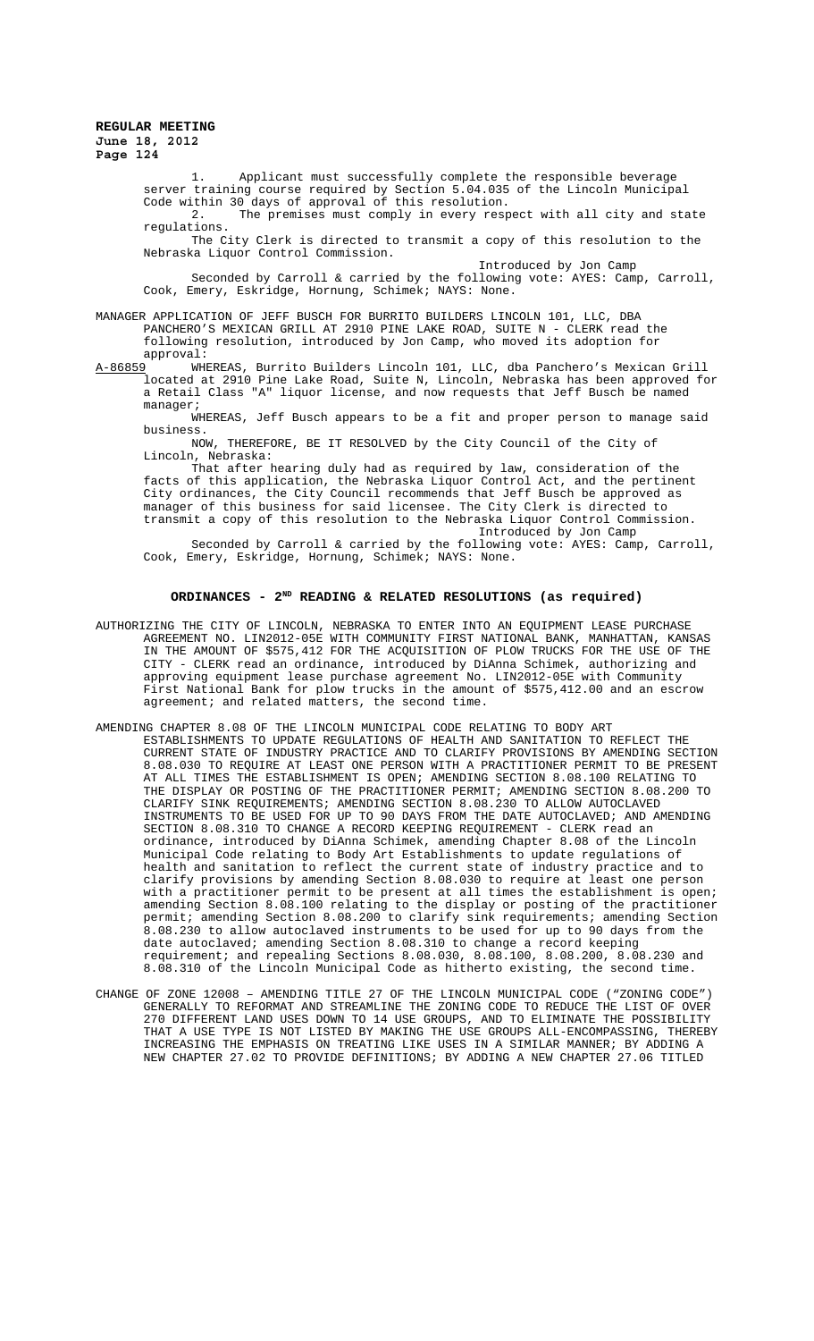1. Applicant must successfully complete the responsible beverage server training course required by Section 5.04.035 of the Lincoln Municipal Code within 30 days of approval of this resolution.

2. The premises must comply in every respect with all city and state regulations.

The City Clerk is directed to transmit a copy of this resolution to the Nebraska Liquor Control Commission.

Introduced by Jon Camp

Seconded by Carroll & carried by the following vote: AYES: Camp, Carroll, Cook, Emery, Eskridge, Hornung, Schimek; NAYS: None.

MANAGER APPLICATION OF JEFF BUSCH FOR BURRITO BUILDERS LINCOLN 101, LLC, DBA PANCHERO'S MEXICAN GRILL AT 2910 PINE LAKE ROAD, SUITE N - CLERK read the following resolution, introduced by Jon Camp, who moved its adoption for approval:

A-86859 WHEREAS, Burrito Builders Lincoln 101, LLC, dba Panchero's Mexican Grill located at 2910 Pine Lake Road, Suite N, Lincoln, Nebraska has been approved for a Retail Class "A" liquor license, and now requests that Jeff Busch be named manager;

WHEREAS, Jeff Busch appears to be a fit and proper person to manage said business.

NOW, THEREFORE, BE IT RESOLVED by the City Council of the City of Lincoln, Nebraska:

That after hearing duly had as required by law, consideration of the facts of this application, the Nebraska Liquor Control Act, and the pertinent City ordinances, the City Council recommends that Jeff Busch be approved as manager of this business for said licensee. The City Clerk is directed to transmit a copy of this resolution to the Nebraska Liquor Control Commission.

Introduced by Jon Camp

Seconded by Carroll & carried by the following vote: AYES: Camp, Carroll, Cook, Emery, Eskridge, Hornung, Schimek; NAYS: None.

## ORDINANCES - 2ND READING & RELATED RESOLUTIONS (as required)

AUTHORIZING THE CITY OF LINCOLN, NEBRASKA TO ENTER INTO AN EQUIPMENT LEASE PURCHASE AGREEMENT NO. LIN2012-05E WITH COMMUNITY FIRST NATIONAL BANK, MANHATTAN, KANSAS IN THE AMOUNT OF $575,412 FOR THE ACQUISITION OF PLOW TRUCKS FOR THE USE OF THE CITY - CLERK read an ordinance, introduced by DiAnna Schimek, authorizing and approving equipment lease purchase agreement No. LIN2012-05E with Community First National Bank for plow trucks in the amount of $575,412.00 and an escrow agreement; and related matters, the second time.

AMENDING CHAPTER 8.08 OF THE LINCOLN MUNICIPAL CODE RELATING TO BODY ART ESTABLISHMENTS TO UPDATE REGULATIONS OF HEALTH AND SANITATION TO REFLECT THE CURRENT STATE OF INDUSTRY PRACTICE AND TO CLARIFY PROVISIONS BY AMENDING SECTION 8.08.030 TO REQUIRE AT LEAST ONE PERSON WITH A PRACTITIONER PERMIT TO BE PRESENT AT ALL TIMES THE ESTABLISHMENT IS OPEN; AMENDING SECTION 8.08.100 RELATING TO THE DISPLAY OR POSTING OF THE PRACTITIONER PERMIT; AMENDING SECTION 8.08.200 TO CLARIFY SINK REQUIREMENTS; AMENDING SECTION 8.08.230 TO ALLOW AUTOCLAVED INSTRUMENTS TO BE USED FOR UP TO 90 DAYS FROM THE DATE AUTOCLAVED; AND AMENDING SECTION 8.08.310 TO CHANGE A RECORD KEEPING REQUIREMENT - CLERK read an ordinance, introduced by DiAnna Schimek, amending Chapter 8.08 of the Lincoln Municipal Code relating to Body Art Establishments to update regulations of health and sanitation to reflect the current state of industry practice and to clarify provisions by amending Section 8.08.030 to require at least one person with a practitioner permit to be present at all times the establishment is open; amending Section 8.08.100 relating to the display or posting of the practitioner permit; amending Section 8.08.200 to clarify sink requirements; amending Section 8.08.230 to allow autoclaved instruments to be used for up to 90 days from the date autoclaved; amending Section 8.08.310 to change a record keeping requirement; and repealing Sections 8.08.030, 8.08.100, 8.08.200, 8.08.230 and 8.08.310 of the Lincoln Municipal Code as hitherto existing, the second time.

CHANGE OF ZONE 12008 – AMENDING TITLE 27 OF THE LINCOLN MUNICIPAL CODE ("ZONING CODE") GENERALLY TO REFORMAT AND STREAMLINE THE ZONING CODE TO REDUCE THE LIST OF OVER 270 DIFFERENT LAND USES DOWN TO 14 USE GROUPS, AND TO ELIMINATE THE POSSIBILITY THAT A USE TYPE IS NOT LISTED BY MAKING THE USE GROUPS ALL-ENCOMPASSING, THEREBY INCREASING THE EMPHASIS ON TREATING LIKE USES IN A SIMILAR MANNER; BY ADDING A NEW CHAPTER 27.02 TO PROVIDE DEFINITIONS; BY ADDING A NEW CHAPTER 27.06 TITLED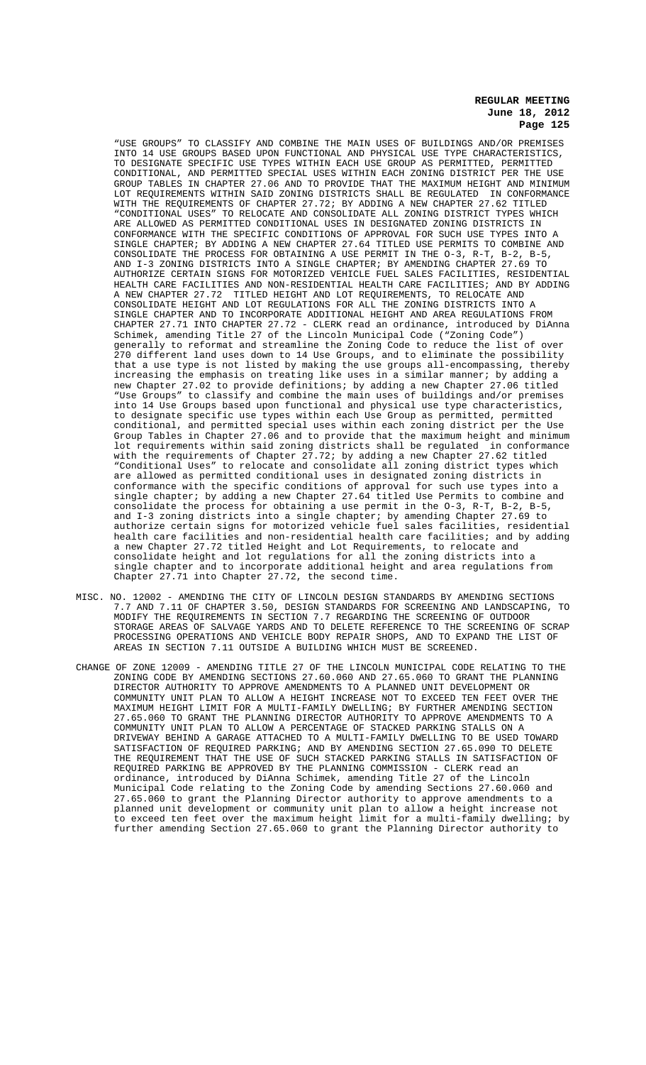"USE GROUPS" TO CLASSIFY AND COMBINE THE MAIN USES OF BUILDINGS AND/OR PREMISES INTO 14 USE GROUPS BASED UPON FUNCTIONAL AND PHYSICAL USE TYPE CHARACTERISTICS, TO DESIGNATE SPECIFIC USE TYPES WITHIN EACH USE GROUP AS PERMITTED, PERMITTED CONDITIONAL, AND PERMITTED SPECIAL USES WITHIN EACH ZONING DISTRICT PER THE USE GROUP TABLES IN CHAPTER 27.06 AND TO PROVIDE THAT THE MAXIMUM HEIGHT AND MINIMUM LOT REQUIREMENTS WITHIN SAID ZONING DISTRICTS SHALL BE REGULATED IN CONFORMANCE WITH THE REQUIREMENTS OF CHAPTER 27.72; BY ADDING A NEW CHAPTER 27.62 TITLED "CONDITIONAL USES" TO RELOCATE AND CONSOLIDATE ALL ZONING DISTRICT TYPES WHICH ARE ALLOWED AS PERMITTED CONDITIONAL USES IN DESIGNATED ZONING DISTRICTS IN CONFORMANCE WITH THE SPECIFIC CONDITIONS OF APPROVAL FOR SUCH USE TYPES INTO A SINGLE CHAPTER; BY ADDING A NEW CHAPTER 27.64 TITLED USE PERMITS TO COMBINE AND CONSOLIDATE THE PROCESS FOR OBTAINING A USE PERMIT IN THE O-3, R-T, B-2, B-5, AND I-3 ZONING DISTRICTS INTO A SINGLE CHAPTER; BY AMENDING CHAPTER 27.69 TO AUTHORIZE CERTAIN SIGNS FOR MOTORIZED VEHICLE FUEL SALES FACILITIES, RESIDENTIAL HEALTH CARE FACILITIES AND NON-RESIDENTIAL HEALTH CARE FACILITIES; AND BY ADDING A NEW CHAPTER 27.72 TITLED HEIGHT AND LOT REQUIREMENTS, TO RELOCATE AND CONSOLIDATE HEIGHT AND LOT REGULATIONS FOR ALL THE ZONING DISTRICTS INTO A SINGLE CHAPTER AND TO INCORPORATE ADDITIONAL HEIGHT AND AREA REGULATIONS FROM CHAPTER 27.71 INTO CHAPTER 27.72 - CLERK read an ordinance, introduced by DiAnna Schimek, amending Title 27 of the Lincoln Municipal Code ("Zoning Code") generally to reformat and streamline the Zoning Code to reduce the list of over 270 different land uses down to 14 Use Groups, and to eliminate the possibility that a use type is not listed by making the use groups all-encompassing, thereby increasing the emphasis on treating like uses in a similar manner; by adding a new Chapter 27.02 to provide definitions; by adding a new Chapter 27.06 titled "Use Groups" to classify and combine the main uses of buildings and/or premises into 14 Use Groups based upon functional and physical use type characteristics, to designate specific use types within each Use Group as permitted, permitted conditional, and permitted special uses within each zoning district per the Use Group Tables in Chapter 27.06 and to provide that the maximum height and minimum lot requirements within said zoning districts shall be regulated in conformance with the requirements of Chapter 27.72; by adding a new Chapter 27.62 titled "Conditional Uses" to relocate and consolidate all zoning district types which are allowed as permitted conditional uses in designated zoning districts in conformance with the specific conditions of approval for such use types into a single chapter; by adding a new Chapter 27.64 titled Use Permits to combine and consolidate the process for obtaining a use permit in the O-3, R-T, B-2, B-5, and I-3 zoning districts into a single chapter; by amending Chapter 27.69 to authorize certain signs for motorized vehicle fuel sales facilities, residential health care facilities and non-residential health care facilities; and by adding a new Chapter 27.72 titled Height and Lot Requirements, to relocate and consolidate height and lot regulations for all the zoning districts into a single chapter and to incorporate additional height and area regulations from Chapter 27.71 into Chapter 27.72, the second time.

MISC. NO. 12002 - AMENDING THE CITY OF LINCOLN DESIGN STANDARDS BY AMENDING SECTIONS 7.7 AND 7.11 OF CHAPTER 3.50, DESIGN STANDARDS FOR SCREENING AND LANDSCAPING, TO MODIFY THE REQUIREMENTS IN SECTION 7.7 REGARDING THE SCREENING OF OUTDOOR STORAGE AREAS OF SALVAGE YARDS AND TO DELETE REFERENCE TO THE SCREENING OF SCRAP PROCESSING OPERATIONS AND VEHICLE BODY REPAIR SHOPS, AND TO EXPAND THE LIST OF AREAS IN SECTION 7.11 OUTSIDE A BUILDING WHICH MUST BE SCREENED.

CHANGE OF ZONE 12009 - AMENDING TITLE 27 OF THE LINCOLN MUNICIPAL CODE RELATING TO THE ZONING CODE BY AMENDING SECTIONS 27.60.060 AND 27.65.060 TO GRANT THE PLANNING DIRECTOR AUTHORITY TO APPROVE AMENDMENTS TO A PLANNED UNIT DEVELOPMENT OR COMMUNITY UNIT PLAN TO ALLOW A HEIGHT INCREASE NOT TO EXCEED TEN FEET OVER THE MAXIMUM HEIGHT LIMIT FOR A MULTI-FAMILY DWELLING; BY FURTHER AMENDING SECTION 27.65.060 TO GRANT THE PLANNING DIRECTOR AUTHORITY TO APPROVE AMENDMENTS TO A COMMUNITY UNIT PLAN TO ALLOW A PERCENTAGE OF STACKED PARKING STALLS ON A DRIVEWAY BEHIND A GARAGE ATTACHED TO A MULTI-FAMILY DWELLING TO BE USED TOWARD SATISFACTION OF REQUIRED PARKING; AND BY AMENDING SECTION 27.65.090 TO DELETE THE REQUIREMENT THAT THE USE OF SUCH STACKED PARKING STALLS IN SATISFACTION OF REQUIRED PARKING BE APPROVED BY THE PLANNING COMMISSION - CLERK read an ordinance, introduced by DiAnna Schimek, amending Title 27 of the Lincoln Municipal Code relating to the Zoning Code by amending Sections 27.60.060 and 27.65.060 to grant the Planning Director authority to approve amendments to a planned unit development or community unit plan to allow a height increase not to exceed ten feet over the maximum height limit for a multi-family dwelling; by further amending Section 27.65.060 to grant the Planning Director authority to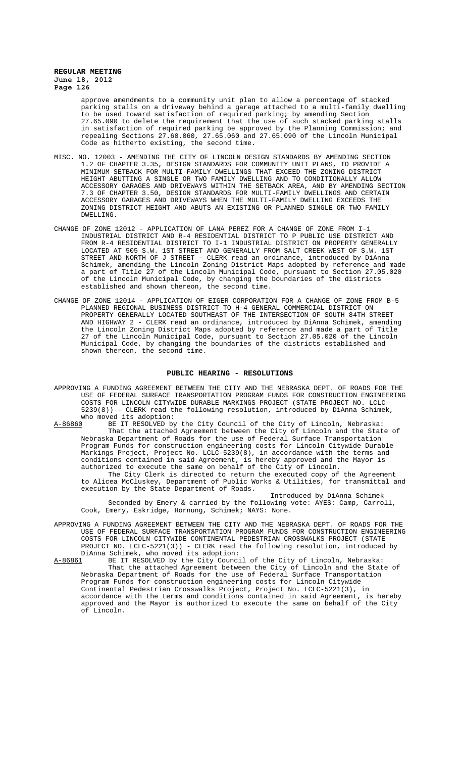approve amendments to a community unit plan to allow a percentage of stacked parking stalls on a driveway behind a garage attached to a multi-family dwelling to be used toward satisfaction of required parking; by amending Section 27.65.090 to delete the requirement that the use of such stacked parking stalls in satisfaction of required parking be approved by the Planning Commission; and repealing Sections 27.60.060, 27.65.060 and 27.65.090 of the Lincoln Municipal Code as hitherto existing, the second time.

MISC. NO. 12003 - AMENDING THE CITY OF LINCOLN DESIGN STANDARDS BY AMENDING SECTION 1.2 OF CHAPTER 3.35, DESIGN STANDARDS FOR COMMUNITY UNIT PLANS, TO PROVIDE A MINIMUM SETBACK FOR MULTI-FAMILY DWELLINGS THAT EXCEED THE ZONING DISTRICT HEIGHT ABUTTING A SINGLE OR TWO FAMILY DWELLING AND TO CONDITIONALLY ALLOW ACCESSORY GARAGES AND DRIVEWAYS WITHIN THE SETBACK AREA, AND BY AMENDING SECTION 7.3 OF CHAPTER 3.50, DESIGN STANDARDS FOR MULTI-FAMILY DWELLINGS AND CERTAIN ACCESSORY GARAGES AND DRIVEWAYS WHEN THE MULTI-FAMILY DWELLING EXCEEDS THE ZONING DISTRICT HEIGHT AND ABUTS AN EXISTING OR PLANNED SINGLE OR TWO FAMILY DWELLING.

CHANGE OF ZONE 12012 - APPLICATION OF LANA PEREZ FOR A CHANGE OF ZONE FROM I-1 INDUSTRIAL DISTRICT AND R-4 RESIDENTIAL DISTRICT TO P PUBLIC USE DISTRICT AND FROM R-4 RESIDENTIAL DISTRICT TO I-1 INDUSTRIAL DISTRICT ON PROPERTY GENERALLY LOCATED AT 505 S.W. 1ST STREET AND GENERALLY FROM SALT CREEK WEST OF S.W. 1ST STREET AND NORTH OF J STREET - CLERK read an ordinance, introduced by DiAnna Schimek, amending the Lincoln Zoning District Maps adopted by reference and made a part of Title 27 of the Lincoln Municipal Code, pursuant to Section 27.05.020 of the Lincoln Municipal Code, by changing the boundaries of the districts established and shown thereon, the second time.

CHANGE OF ZONE 12014 - APPLICATION OF EIGER CORPORATION FOR A CHANGE OF ZONE FROM B-5 PLANNED REGIONAL BUSINESS DISTRICT TO H-4 GENERAL COMMERCIAL DISTRICT ON PROPERTY GENERALLY LOCATED SOUTHEAST OF THE INTERSECTION OF SOUTH 84TH STREET AND HIGHWAY 2 - CLERK read an ordinance, introduced by DiAnna Schimek, amending the Lincoln Zoning District Maps adopted by reference and made a part of Title 27 of the Lincoln Municipal Code, pursuant to Section 27.05.020 of the Lincoln Municipal Code, by changing the boundaries of the districts established and shown thereon, the second time.

## PUBLIC HEARING - RESOLUTIONS

APPROVING A FUNDING AGREEMENT BETWEEN THE CITY AND THE NEBRASKA DEPT. OF ROADS FOR THE USE OF FEDERAL SURFACE TRANSPORTATION PROGRAM FUNDS FOR CONSTRUCTION ENGINEERING COSTS FOR LINCOLN CITYWIDE DURABLE MARKINGS PROJECT (STATE PROJECT NO. LCLC-5239(8)) - CLERK read the following resolution, introduced by DiAnna Schimek, who moved its adoption:

A-86860 BE IT RESOLVED by the City Council of the City of Lincoln, Nebraska:

That the attached Agreement between the City of Lincoln and the State of Nebraska Department of Roads for the use of Federal Surface Transportation Program Funds for construction engineering costs for Lincoln Citywide Durable Markings Project, Project No. LCLC-5239(8), in accordance with the terms and conditions contained in said Agreement, is hereby approved and the Mayor is authorized to execute the same on behalf of the City of Lincoln.

The City Clerk is directed to return the executed copy of the Agreement to Alicea McCluskey, Department of Public Works & Utilities, for transmittal and execution by the State Department of Roads.

Introduced by DiAnna Schimek

Seconded by Emery & carried by the following vote: AYES: Camp, Carroll, Cook, Emery, Eskridge, Hornung, Schimek; NAYS: None.

APPROVING A FUNDING AGREEMENT BETWEEN THE CITY AND THE NEBRASKA DEPT. OF ROADS FOR THE USE OF FEDERAL SURFACE TRANSPORTATION PROGRAM FUNDS FOR CONSTRUCTION ENGINEERING COSTS FOR LINCOLN CITYWIDE CONTINENTAL PEDESTRIAN CROSSWALKS PROJECT (STATE PROJECT NO. LCLC-5221(3)) - CLERK read the following resolution, introduced by DiAnna Schimek, who moved its adoption:

A-86861 BE IT RESOLVED by the City Council of the City of Lincoln, Nebraska:

That the attached Agreement between the City of Lincoln and the State of Nebraska Department of Roads for the use of Federal Surface Transportation Program Funds for construction engineering costs for Lincoln Citywide Continental Pedestrian Crosswalks Project, Project No. LCLC-5221(3), in accordance with the terms and conditions contained in said Agreement, is hereby approved and the Mayor is authorized to execute the same on behalf of the City of Lincoln.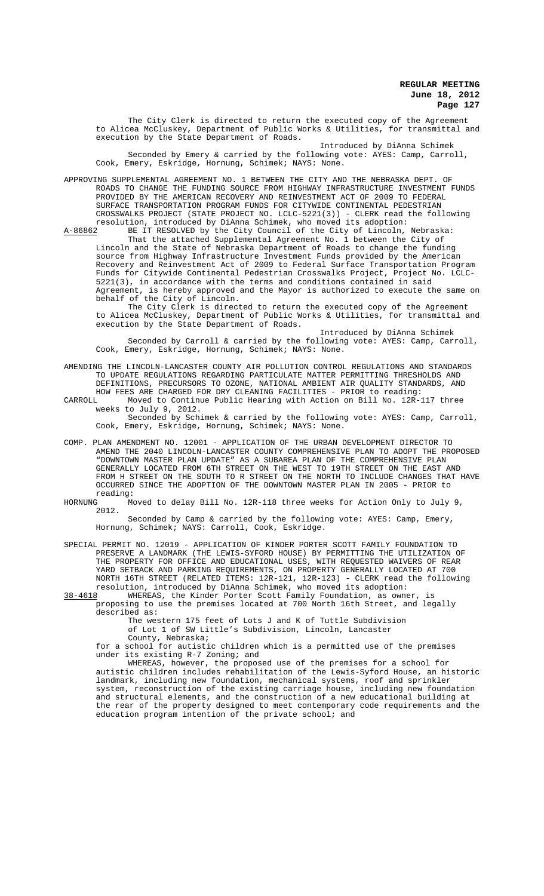The City Clerk is directed to return the executed copy of the Agreement to Alicea McCluskey, Department of Public Works & Utilities, for transmittal and execution by the State Department of Roads.

Introduced by DiAnna Schimek

Seconded by Emery & carried by the following vote: AYES: Camp, Carroll, Cook, Emery, Eskridge, Hornung, Schimek; NAYS: None.

APPROVING SUPPLEMENTAL AGREEMENT NO. 1 BETWEEN THE CITY AND THE NEBRASKA DEPT. OF ROADS TO CHANGE THE FUNDING SOURCE FROM HIGHWAY INFRASTRUCTURE INVESTMENT FUNDS PROVIDED BY THE AMERICAN RECOVERY AND REINVESTMENT ACT OF 2009 TO FEDERAL SURFACE TRANSPORTATION PROGRAM FUNDS FOR CITYWIDE CONTINENTAL PEDESTRIAN CROSSWALKS PROJECT (STATE PROJECT NO. LCLC-5221(3)) - CLERK read the following resolution, introduced by DiAnna Schimek, who moved its adoption:

A-86862 BE IT RESOLVED by the City Council of the City of Lincoln, Nebraska:

That the attached Supplemental Agreement No. 1 between the City of Lincoln and the State of Nebraska Department of Roads to change the funding source from Highway Infrastructure Investment Funds provided by the American Recovery and Reinvestment Act of 2009 to Federal Surface Transportation Program Funds for Citywide Continental Pedestrian Crosswalks Project, Project No. LCLC-5221(3), in accordance with the terms and conditions contained in said Agreement, is hereby approved and the Mayor is authorized to execute the same on behalf of the City of Lincoln.

The City Clerk is directed to return the executed copy of the Agreement to Alicea McCluskey, Department of Public Works & Utilities, for transmittal and execution by the State Department of Roads.

Introduced by DiAnna Schimek

Seconded by Carroll & carried by the following vote: AYES: Camp, Carroll, Cook, Emery, Eskridge, Hornung, Schimek; NAYS: None.

AMENDING THE LINCOLN-LANCASTER COUNTY AIR POLLUTION CONTROL REGULATIONS AND STANDARDS TO UPDATE REGULATIONS REGARDING PARTICULATE MATTER PERMITTING THRESHOLDS AND DEFINITIONS, PRECURSORS TO OZONE, NATIONAL AMBIENT AIR QUALITY STANDARDS, AND HOW FEES ARE CHARGED FOR DRY CLEANING FACILITIES - PRIOR to reading:

CARROLL Moved to Continue Public Hearing with Action on Bill No. 12R-117 three weeks to July 9, 2012.

Seconded by Schimek & carried by the following vote: AYES: Camp, Carroll, Cook, Emery, Eskridge, Hornung, Schimek; NAYS: None.

COMP. PLAN AMENDMENT NO. 12001 - APPLICATION OF THE URBAN DEVELOPMENT DIRECTOR TO AMEND THE 2040 LINCOLN-LANCASTER COUNTY COMPREHENSIVE PLAN TO ADOPT THE PROPOSED "DOWNTOWN MASTER PLAN UPDATE" AS A SUBAREA PLAN OF THE COMPREHENSIVE PLAN GENERALLY LOCATED FROM 6TH STREET ON THE WEST TO 19TH STREET ON THE EAST AND FROM H STREET ON THE SOUTH TO R STREET ON THE NORTH TO INCLUDE CHANGES THAT HAVE OCCURRED SINCE THE ADOPTION OF THE DOWNTOWN MASTER PLAN IN 2005 - PRIOR to reading:

HORNUNG Moved to delay Bill No. 12R-118 three weeks for Action Only to July 9, 2012.

Seconded by Camp & carried by the following vote: AYES: Camp, Emery, Hornung, Schimek; NAYS: Carroll, Cook, Eskridge.

SPECIAL PERMIT NO. 12019 - APPLICATION OF KINDER PORTER SCOTT FAMILY FOUNDATION TO PRESERVE A LANDMARK (THE LEWIS-SYFORD HOUSE) BY PERMITTING THE UTILIZATION OF THE PROPERTY FOR OFFICE AND EDUCATIONAL USE, WITH REQUESTED WAIVERS OF REAR YARD SETBACK AND PARKING REQUIREMENTS, ON PROPERTY GENERALLY LOCATED AT 700 NORTH 16TH STREET (RELATED ITEMS: 12R-121, 12R-123) - CLERK read the following resolution, introduced by DiAnna Schimek, who moved its adoption:

38-4618 WHEREAS, the Kinder Porter Scott Family Foundation, as owner, is proposing to use the premises located at 700 North 16th Street, and legally described as:

The western 175 feet of Lots J and K of Tuttle Subdivision of Lot 1 of SW Little's Subdivision, Lincoln, Lancaster County, Nebraska;

for a school for autistic children which is a permitted use of the premises under its existing R-7 Zoning; and

WHEREAS, however, the proposed use of the premises for a school for autistic children includes rehabilitation of the Lewis-Syford House, an historic landmark, including new foundation, mechanical systems, roof and sprinkler system, reconstruction of the existing carriage house, including new foundation and structural elements, and the construction of a new educational building at the rear of the property designed to meet contemporary code requirements and the education program intention of the private school; and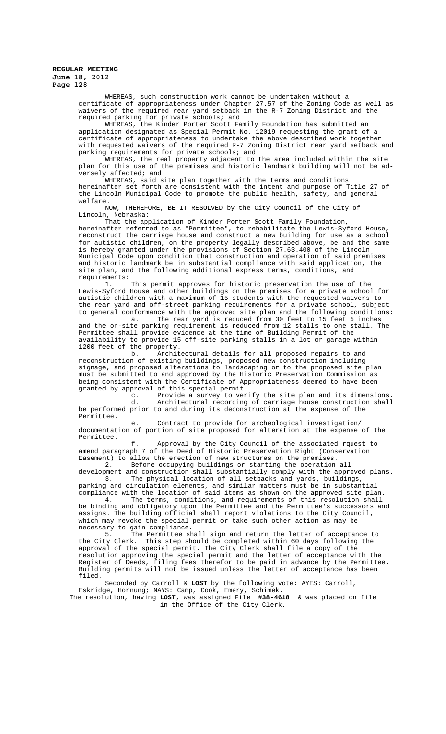WHEREAS, such construction work cannot be undertaken without a certificate of appropriateness under Chapter 27.57 of the Zoning Code as well as waivers of the required rear yard setback in the R-7 Zoning District and the required parking for private schools; and

WHEREAS, the Kinder Porter Scott Family Foundation has submitted an application designated as Special Permit No. 12019 requesting the grant of a certificate of appropriateness to undertake the above described work together with requested waivers of the required R-7 Zoning District rear yard setback and parking requirements for private schools; and

WHEREAS, the real property adjacent to the area included within the site plan for this use of the premises and historic landmark building will not be adversely affected; and

WHEREAS, said site plan together with the terms and conditions hereinafter set forth are consistent with the intent and purpose of Title 27 of the Lincoln Municipal Code to promote the public health, safety, and general welfare.

NOW, THEREFORE, BE IT RESOLVED by the City Council of the City of Lincoln, Nebraska:

That the application of Kinder Porter Scott Family Foundation, hereinafter referred to as "Permittee", to rehabilitate the Lewis-Syford House, reconstruct the carriage house and construct a new building for use as a school for autistic children, on the property legally described above, be and the same is hereby granted under the provisions of Section 27.63.400 of the Lincoln Municipal Code upon condition that construction and operation of said premises and historic landmark be in substantial compliance with said application, the site plan, and the following additional express terms, conditions, and requirements:

1. This permit approves for historic preservation the use of the Lewis-Syford House and other buildings on the premises for a private school for autistic children with a maximum of 15 students with the requested waivers to the rear yard and off-street parking requirements for a private school, subject to general conformance with the approved site plan and the following conditions:

a. The rear yard is reduced from 30 feet to 15 feet 5 inches and the on-site parking requirement is reduced from 12 stalls to one stall. The Permittee shall provide evidence at the time of Building Permit of the availability to provide 15 off-site parking stalls in a lot or garage within 1200 feet of the property.

b. Architectural details for all proposed repairs to and reconstruction of existing buildings, proposed new construction including signage, and proposed alterations to landscaping or to the proposed site plan must be submitted to and approved by the Historic Preservation Commission as being consistent with the Certificate of Appropriateness deemed to have been granted by approval of this special permit.

c. Provide a survey to verify the site plan and its dimensions.

d. Architectural recording of carriage house construction shall be performed prior to and during its deconstruction at the expense of the Permittee.

e. Contract to provide for archeological investigation/ documentation of portion of site proposed for alteration at the expense of the Permittee.

f. Approval by the City Council of the associated rquest to amend paragraph 7 of the Deed of Historic Preservation Right (Conservation Easement) to allow the erection of new structures on the premises.

2. Before occupying buildings or starting the operation all development and construction shall substantially comply with the approved plans.

3. The physical location of all setbacks and yards, buildings, parking and circulation elements, and similar matters must be in substantial compliance with the location of said items as shown on the approved site plan.

4. The terms, conditions, and requirements of this resolution shall be binding and obligatory upon the Permittee and the Permittee's successors and assigns. The building official shall report violations to the City Council, which may revoke the special permit or take such other action as may be necessary to gain compliance.

5. The Permittee shall sign and return the letter of acceptance to the City Clerk. This step should be completed within 60 days following the approval of the special permit. The City Clerk shall file a copy of the resolution approving the special permit and the letter of acceptance with the Register of Deeds, filing fees therefor to be paid in advance by the Permittee. Building permits will not be issued unless the letter of acceptance has been filed.

Seconded by Carroll & **LOST** by the following vote: AYES: Carroll, Eskridge, Hornung; NAYS: Camp, Cook, Emery, Schimek.

The resolution, having **LOST**, was assigned File **#38-4618** & was placed on file in the Office of the City Clerk.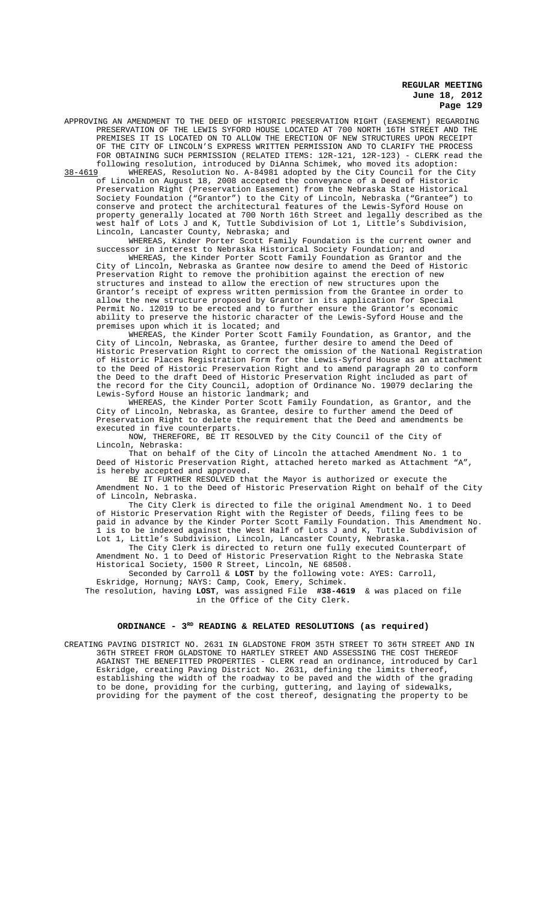APPROVING AN AMENDMENT TO THE DEED OF HISTORIC PRESERVATION RIGHT (EASEMENT) REGARDING PRESERVATION OF THE LEWIS SYFORD HOUSE LOCATED AT 700 NORTH 16TH STREET AND THE PREMISES IT IS LOCATED ON TO ALLOW THE ERECTION OF NEW STRUCTURES UPON RECEIPT OF THE CITY OF LINCOLN'S EXPRESS WRITTEN PERMISSION AND TO CLARIFY THE PROCESS FOR OBTAINING SUCH PERMISSION (RELATED ITEMS: 12R-121, 12R-123) - CLERK read the following resolution, introduced by DiAnna Schimek, who moved its adoption:

38-4619 WHEREAS, Resolution No. A-84981 adopted by the City Council for the City of Lincoln on August 18, 2008 accepted the conveyance of a Deed of Historic Preservation Right (Preservation Easement) from the Nebraska State Historical Society Foundation ("Grantor") to the City of Lincoln, Nebraska ("Grantee") to conserve and protect the architectural features of the Lewis-Syford House on property generally located at 700 North 16th Street and legally described as the west half of Lots J and K, Tuttle Subdivision of Lot 1, Little's Subdivision, Lincoln, Lancaster County, Nebraska; and

WHEREAS, Kinder Porter Scott Family Foundation is the current owner and successor in interest to Nebraska Historical Society Foundation; and

WHEREAS, the Kinder Porter Scott Family Foundation as Grantor and the City of Lincoln, Nebraska as Grantee now desire to amend the Deed of Historic Preservation Right to remove the prohibition against the erection of new structures and instead to allow the erection of new structures upon the Grantor's receipt of express written permission from the Grantee in order to allow the new structure proposed by Grantor in its application for Special Permit No. 12019 to be erected and to further ensure the Grantor's economic ability to preserve the historic character of the Lewis-Syford House and the premises upon which it is located; and

WHEREAS, the Kinder Porter Scott Family Foundation, as Grantor, and the City of Lincoln, Nebraska, as Grantee, further desire to amend the Deed of Historic Preservation Right to correct the omission of the National Registration of Historic Places Registration Form for the Lewis-Syford House as an attachment to the Deed of Historic Preservation Right and to amend paragraph 20 to conform the Deed to the draft Deed of Historic Preservation Right included as part of the record for the City Council, adoption of Ordinance No. 19079 declaring the Lewis-Syford House an historic landmark; and

WHEREAS, the Kinder Porter Scott Family Foundation, as Grantor, and the City of Lincoln, Nebraska, as Grantee, desire to further amend the Deed of Preservation Right to delete the requirement that the Deed and amendments be executed in five counterparts.

NOW, THEREFORE, BE IT RESOLVED by the City Council of the City of Lincoln, Nebraska:

That on behalf of the City of Lincoln the attached Amendment No. 1 to Deed of Historic Preservation Right, attached hereto marked as Attachment "A", is hereby accepted and approved.

BE IT FURTHER RESOLVED that the Mayor is authorized or execute the Amendment No. 1 to the Deed of Historic Preservation Right on behalf of the City of Lincoln, Nebraska.

The City Clerk is directed to file the original Amendment No. 1 to Deed of Historic Preservation Right with the Register of Deeds, filing fees to be paid in advance by the Kinder Porter Scott Family Foundation. This Amendment No. 1 is to be indexed against the West Half of Lots J and K, Tuttle Subdivision of Lot 1, Little's Subdivision, Lincoln, Lancaster County, Nebraska.

The City Clerk is directed to return one fully executed Counterpart of Amendment No. 1 to Deed of Historic Preservation Right to the Nebraska State Historical Society, 1500 R Street, Lincoln, NE 68508.

Seconded by Carroll & **LOST** by the following vote: AYES: Carroll, Eskridge, Hornung; NAYS: Camp, Cook, Emery, Schimek.

The resolution, having **LOST**, was assigned File **#38-4619** & was placed on file in the Office of the City Clerk.

## ORDINANCE - 3RD READING & RELATED RESOLUTIONS (as required)

CREATING PAVING DISTRICT NO. 2631 IN GLADSTONE FROM 35TH STREET TO 36TH STREET AND IN 36TH STREET FROM GLADSTONE TO HARTLEY STREET AND ASSESSING THE COST THEREOF AGAINST THE BENEFITTED PROPERTIES - CLERK read an ordinance, introduced by Carl Eskridge, creating Paving District No. 2631, defining the limits thereof, establishing the width of the roadway to be paved and the width of the grading to be done, providing for the curbing, guttering, and laying of sidewalks, providing for the payment of the cost thereof, designating the property to be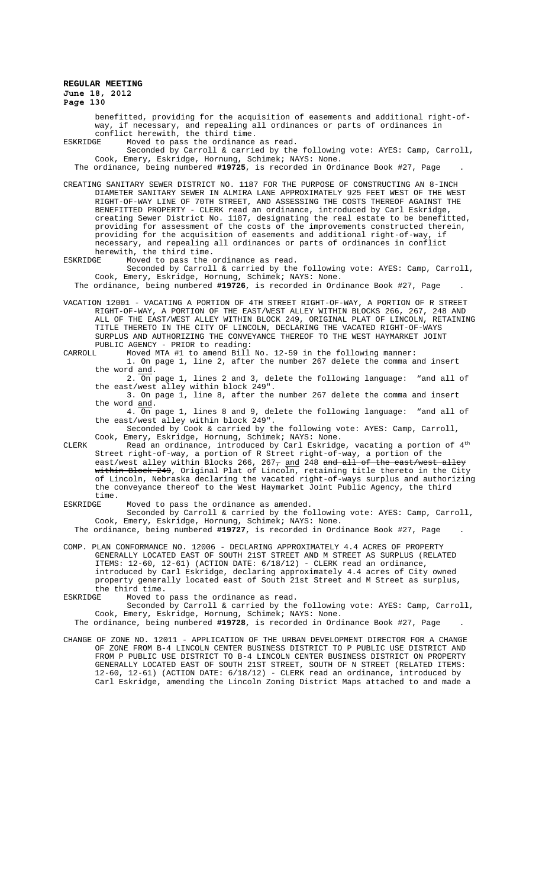benefitted, providing for the acquisition of easements and additional right-of-way, if necessary, and repealing all ordinances or parts of ordinances in conflict herewith, the third time.

ESKRIDGE Moved to pass the ordinance as read.

Seconded by Carroll & carried by the following vote: AYES: Camp, Carroll, Cook, Emery, Eskridge, Hornung, Schimek; NAYS: None.

The ordinance, being numbered **#19725**, is recorded in Ordinance Book #27, Page .

CREATING SANITARY SEWER DISTRICT NO. 1187 FOR THE PURPOSE OF CONSTRUCTING AN 8-INCH DIAMETER SANITARY SEWER IN ALMIRA LANE APPROXIMATELY 925 FEET WEST OF THE WEST RIGHT-OF-WAY LINE OF 70TH STREET, AND ASSESSING THE COSTS THEREOF AGAINST THE BENEFITTED PROPERTY - CLERK read an ordinance, introduced by Carl Eskridge, creating Sewer District No. 1187, designating the real estate to be benefitted, providing for assessment of the costs of the improvements constructed therein, providing for the acquisition of easements and additional right-of-way, if necessary, and repealing all ordinances or parts of ordinances in conflict herewith, the third time.

ESKRIDGE Moved to pass the ordinance as read.

Seconded by Carroll & carried by the following vote: AYES: Camp, Carroll, Cook, Emery, Eskridge, Hornung, Schimek; NAYS: None.

The ordinance, being numbered **#19726**, is recorded in Ordinance Book #27, Page .

VACATION 12001 - VACATING A PORTION OF 4TH STREET RIGHT-OF-WAY, A PORTION OF R STREET RIGHT-OF-WAY, A PORTION OF THE EAST/WEST ALLEY WITHIN BLOCKS 266, 267, 248 AND ALL OF THE EAST/WEST ALLEY WITHIN BLOCK 249, ORIGINAL PLAT OF LINCOLN, RETAINING TITLE THERETO IN THE CITY OF LINCOLN, DECLARING THE VACATED RIGHT-OF-WAYS SURPLUS AND AUTHORIZING THE CONVEYANCE THEREOF TO THE WEST HAYMARKET JOINT PUBLIC AGENCY - PRIOR to reading:

CARROLL Moved MTA #1 to amend Bill No. 12-59 in the following manner:

1. On page 1, line 2, after the number 267 delete the comma and insert the word and.
2. On page 1, lines 2 and 3, delete the following language: "and all of the east/west alley within block 249".
3. On page 1, line 8, after the number 267 delete the comma and insert the word and.
4. On page 1, lines 8 and 9, delete the following language: "and all of the east/west alley within block 249".

Seconded by Cook & carried by the following vote: AYES: Camp, Carroll, Cook, Emery, Eskridge, Hornung, Schimek; NAYS: None.

CLERK Read an ordinance, introduced by Carl Eskridge, vacating a portion of 4th Street right-of-way, a portion of R Street right-of-way, a portion of the east/west alley within Blocks 266, 267, and 248 ~~and all of the east/west alley within Block 249~~, Original Plat of Lincoln, retaining title thereto in the City of Lincoln, Nebraska declaring the vacated right-of-ways surplus and authorizing the conveyance thereof to the West Haymarket Joint Public Agency, the third time.

ESKRIDGE Moved to pass the ordinance as amended.

Seconded by Carroll & carried by the following vote: AYES: Camp, Carroll, Cook, Emery, Eskridge, Hornung, Schimek; NAYS: None.

The ordinance, being numbered **#19727**, is recorded in Ordinance Book #27, Page .

COMP. PLAN CONFORMANCE NO. 12006 - DECLARING APPROXIMATELY 4.4 ACRES OF PROPERTY GENERALLY LOCATED EAST OF SOUTH 21ST STREET AND M STREET AS SURPLUS (RELATED ITEMS: 12-60, 12-61) (ACTION DATE: 6/18/12) - CLERK read an ordinance, introduced by Carl Eskridge, declaring approximately 4.4 acres of City owned property generally located east of South 21st Street and M Street as surplus, the third time.

ESKRIDGE Moved to pass the ordinance as read.

Seconded by Carroll & carried by the following vote: AYES: Camp, Carroll, Cook, Emery, Eskridge, Hornung, Schimek; NAYS: None.

The ordinance, being numbered **#19728**, is recorded in Ordinance Book #27, Page .

CHANGE OF ZONE NO. 12011 - APPLICATION OF THE URBAN DEVELOPMENT DIRECTOR FOR A CHANGE OF ZONE FROM B-4 LINCOLN CENTER BUSINESS DISTRICT TO P PUBLIC USE DISTRICT AND FROM P PUBLIC USE DISTRICT TO B-4 LINCOLN CENTER BUSINESS DISTRICT ON PROPERTY GENERALLY LOCATED EAST OF SOUTH 21ST STREET, SOUTH OF N STREET (RELATED ITEMS: 12-60, 12-61) (ACTION DATE: 6/18/12) - CLERK read an ordinance, introduced by Carl Eskridge, amending the Lincoln Zoning District Maps attached to and made a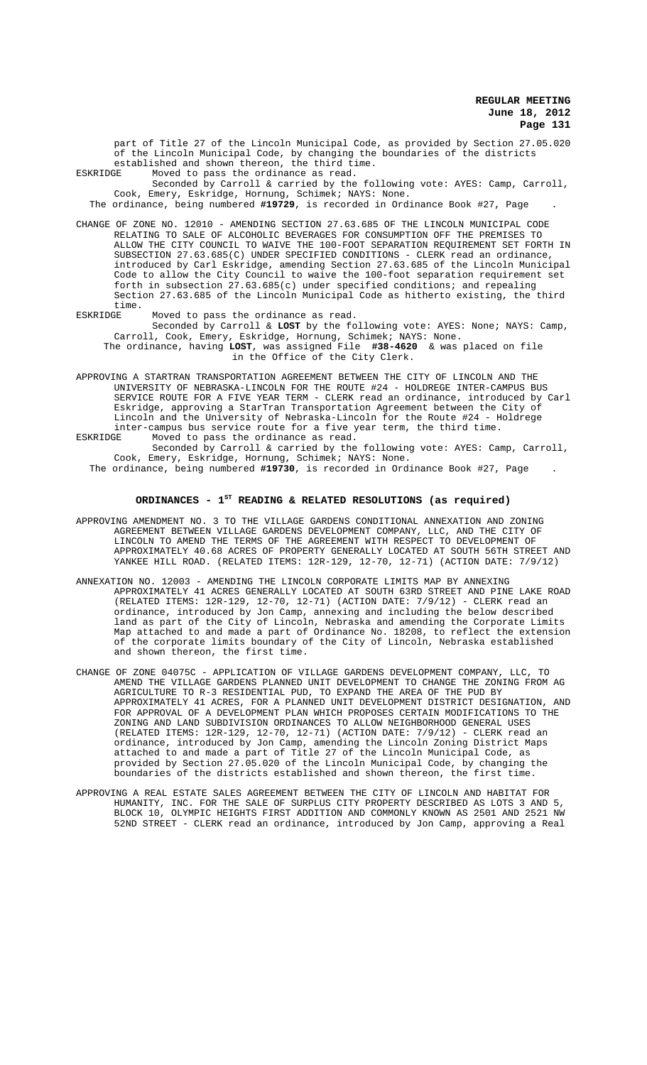part of Title 27 of the Lincoln Municipal Code, as provided by Section 27.05.020 of the Lincoln Municipal Code, by changing the boundaries of the districts established and shown thereon, the third time.

ESKRIDGE Moved to pass the ordinance as read.

Seconded by Carroll & carried by the following vote: AYES: Camp, Carroll, Cook, Emery, Eskridge, Hornung, Schimek; NAYS: None.

The ordinance, being numbered **#19729**, is recorded in Ordinance Book #27, Page .

CHANGE OF ZONE NO. 12010 - AMENDING SECTION 27.63.685 OF THE LINCOLN MUNICIPAL CODE RELATING TO SALE OF ALCOHOLIC BEVERAGES FOR CONSUMPTION OFF THE PREMISES TO ALLOW THE CITY COUNCIL TO WAIVE THE 100-FOOT SEPARATION REQUIREMENT SET FORTH IN SUBSECTION 27.63.685(C) UNDER SPECIFIED CONDITIONS - CLERK read an ordinance, introduced by Carl Eskridge, amending Section 27.63.685 of the Lincoln Municipal Code to allow the City Council to waive the 100-foot separation requirement set forth in subsection 27.63.685(c) under specified conditions; and repealing Section 27.63.685 of the Lincoln Municipal Code as hitherto existing, the third time.

ESKRIDGE Moved to pass the ordinance as read.

Seconded by Carroll & **LOST** by the following vote: AYES: None; NAYS: Camp, Carroll, Cook, Emery, Eskridge, Hornung, Schimek; NAYS: None.

The ordinance, having **LOST**, was assigned File **#38-4620** & was placed on file in the Office of the City Clerk.

APPROVING A STARTRAN TRANSPORTATION AGREEMENT BETWEEN THE CITY OF LINCOLN AND THE UNIVERSITY OF NEBRASKA-LINCOLN FOR THE ROUTE #24 - HOLDREGE INTER-CAMPUS BUS SERVICE ROUTE FOR A FIVE YEAR TERM - CLERK read an ordinance, introduced by Carl Eskridge, approving a StarTran Transportation Agreement between the City of Lincoln and the University of Nebraska-Lincoln for the Route #24 - Holdrege inter-campus bus service route for a five year term, the third time.

ESKRIDGE Moved to pass the ordinance as read.

Seconded by Carroll & carried by the following vote: AYES: Camp, Carroll, Cook, Emery, Eskridge, Hornung, Schimek; NAYS: None.

The ordinance, being numbered **#19730**, is recorded in Ordinance Book #27, Page .

## ORDINANCES - 1ST READING & RELATED RESOLUTIONS (as required)

APPROVING AMENDMENT NO. 3 TO THE VILLAGE GARDENS CONDITIONAL ANNEXATION AND ZONING AGREEMENT BETWEEN VILLAGE GARDENS DEVELOPMENT COMPANY, LLC, AND THE CITY OF LINCOLN TO AMEND THE TERMS OF THE AGREEMENT WITH RESPECT TO DEVELOPMENT OF APPROXIMATELY 40.68 ACRES OF PROPERTY GENERALLY LOCATED AT SOUTH 56TH STREET AND YANKEE HILL ROAD. (RELATED ITEMS: 12R-129, 12-70, 12-71) (ACTION DATE: 7/9/12)

ANNEXATION NO. 12003 - AMENDING THE LINCOLN CORPORATE LIMITS MAP BY ANNEXING APPROXIMATELY 41 ACRES GENERALLY LOCATED AT SOUTH 63RD STREET AND PINE LAKE ROAD (RELATED ITEMS: 12R-129, 12-70, 12-71) (ACTION DATE: 7/9/12) - CLERK read an ordinance, introduced by Jon Camp, annexing and including the below described land as part of the City of Lincoln, Nebraska and amending the Corporate Limits Map attached to and made a part of Ordinance No. 18208, to reflect the extension of the corporate limits boundary of the City of Lincoln, Nebraska established and shown thereon, the first time.

CHANGE OF ZONE 04075C - APPLICATION OF VILLAGE GARDENS DEVELOPMENT COMPANY, LLC, TO AMEND THE VILLAGE GARDENS PLANNED UNIT DEVELOPMENT TO CHANGE THE ZONING FROM AG AGRICULTURE TO R-3 RESIDENTIAL PUD, TO EXPAND THE AREA OF THE PUD BY APPROXIMATELY 41 ACRES, FOR A PLANNED UNIT DEVELOPMENT DISTRICT DESIGNATION, AND FOR APPROVAL OF A DEVELOPMENT PLAN WHICH PROPOSES CERTAIN MODIFICATIONS TO THE ZONING AND LAND SUBDIVISION ORDINANCES TO ALLOW NEIGHBORHOOD GENERAL USES (RELATED ITEMS: 12R-129, 12-70, 12-71) (ACTION DATE: 7/9/12) - CLERK read an ordinance, introduced by Jon Camp, amending the Lincoln Zoning District Maps attached to and made a part of Title 27 of the Lincoln Municipal Code, as provided by Section 27.05.020 of the Lincoln Municipal Code, by changing the boundaries of the districts established and shown thereon, the first time.

APPROVING A REAL ESTATE SALES AGREEMENT BETWEEN THE CITY OF LINCOLN AND HABITAT FOR HUMANITY, INC. FOR THE SALE OF SURPLUS CITY PROPERTY DESCRIBED AS LOTS 3 AND 5, BLOCK 10, OLYMPIC HEIGHTS FIRST ADDITION AND COMMONLY KNOWN AS 2501 AND 2521 NW 52ND STREET - CLERK read an ordinance, introduced by Jon Camp, approving a Real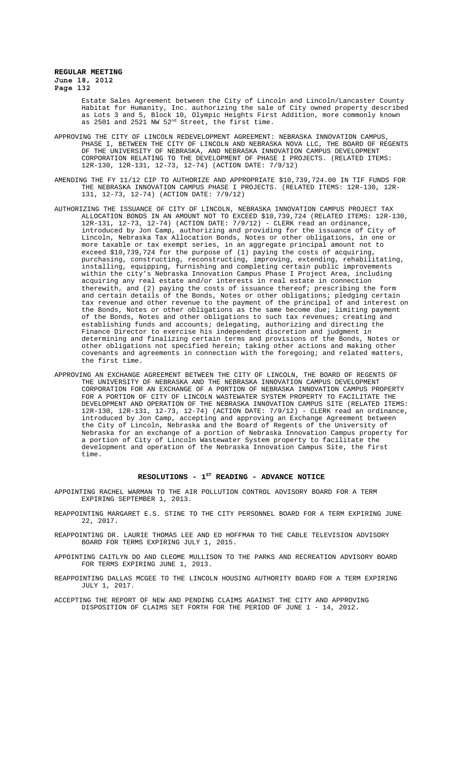Estate Sales Agreement between the City of Lincoln and Lincoln/Lancaster County Habitat for Humanity, Inc. authorizing the sale of City owned property described as Lots 3 and 5, Block 10, Olympic Heights First Addition, more commonly known as 2501 and 2521 NW 52nd Street, the first time.

APPROVING THE CITY OF LINCOLN REDEVELOPMENT AGREEMENT: NEBRASKA INNOVATION CAMPUS, PHASE I, BETWEEN THE CITY OF LINCOLN AND NEBRASKA NOVA LLC, THE BOARD OF REGENTS OF THE UNIVERSITY OF NEBRASKA, AND NEBRASKA INNOVATION CAMPUS DEVELOPMENT CORPORATION RELATING TO THE DEVELOPMENT OF PHASE I PROJECTS. (RELATED ITEMS: 12R-130, 12R-131, 12-73, 12-74) (ACTION DATE: 7/9/12)

AMENDING THE FY 11/12 CIP TO AUTHORIZE AND APPROPRIATE $10,739,724.00 IN TIF FUNDS FOR THE NEBRASKA INNOVATION CAMPUS PHASE I PROJECTS. (RELATED ITEMS: 12R-130, 12R-131, 12-73, 12-74) (ACTION DATE: 7/9/12)

AUTHORIZING THE ISSUANCE OF CITY OF LINCOLN, NEBRASKA INNOVATION CAMPUS PROJECT TAX ALLOCATION BONDS IN AN AMOUNT NOT TO EXCEED $10,739,724 (RELATED ITEMS: 12R-130, 12R-131, 12-73, 12-74) (ACTION DATE: 7/9/12) - CLERK read an ordinance, introduced by Jon Camp, authorizing and providing for the issuance of City of Lincoln, Nebraska Tax Allocation Bonds, Notes or other obligations, in one or more taxable or tax exempt series, in an aggregate principal amount not to exceed $10,739,724 for the purpose of (1) paying the costs of acquiring, purchasing, constructing, reconstructing, improving, extending, rehabilitating, installing, equipping, furnishing and completing certain public improvements within the city's Nebraska Innovation Campus Phase I Project Area, including acquiring any real estate and/or interests in real estate in connection therewith, and (2) paying the costs of issuance thereof; prescribing the form and certain details of the Bonds, Notes or other obligations; pledging certain tax revenue and other revenue to the payment of the principal of and interest on the Bonds, Notes or other obligations as the same become due; limiting payment of the Bonds, Notes and other obligations to such tax revenues; creating and establishing funds and accounts; delegating, authorizing and directing the Finance Director to exercise his independent discretion and judgment in determining and finalizing certain terms and provisions of the Bonds, Notes or other obligations not specified herein; taking other actions and making other covenants and agreements in connection with the foregoing; and related matters, the first time.

APPROVING AN EXCHANGE AGREEMENT BETWEEN THE CITY OF LINCOLN, THE BOARD OF REGENTS OF THE UNIVERSITY OF NEBRASKA AND THE NEBRASKA INNOVATION CAMPUS DEVELOPMENT CORPORATION FOR AN EXCHANGE OF A PORTION OF NEBRASKA INNOVATION CAMPUS PROPERTY FOR A PORTION OF CITY OF LINCOLN WASTEWATER SYSTEM PROPERTY TO FACILITATE THE DEVELOPMENT AND OPERATION OF THE NEBRASKA INNOVATION CAMPUS SITE (RELATED ITEMS: 12R-130, 12R-131, 12-73, 12-74) (ACTION DATE: 7/9/12) - CLERK read an ordinance, introduced by Jon Camp, accepting and approving an Exchange Agreement between the City of Lincoln, Nebraska and the Board of Regents of the University of Nebraska for an exchange of a portion of Nebraska Innovation Campus property for a portion of City of Lincoln Wastewater System property to facilitate the development and operation of the Nebraska Innovation Campus Site, the first time.

## RESOLUTIONS - 1ST READING - ADVANCE NOTICE

APPOINTING RACHEL WARMAN TO THE AIR POLLUTION CONTROL ADVISORY BOARD FOR A TERM EXPIRING SEPTEMBER 1, 2013.

REAPPOINTING MARGARET E.S. STINE TO THE CITY PERSONNEL BOARD FOR A TERM EXPIRING JUNE 22, 2017.

REAPPOINTING DR. LAURIE THOMAS LEE AND ED HOFFMAN TO THE CABLE TELEVISION ADVISORY BOARD FOR TERMS EXPIRING JULY 1, 2015.

APPOINTING CAITLYN DO AND CLEOME MULLISON TO THE PARKS AND RECREATION ADVISORY BOARD FOR TERMS EXPIRING JUNE 1, 2013.

REAPPOINTING DALLAS MCGEE TO THE LINCOLN HOUSING AUTHORITY BOARD FOR A TERM EXPIRING JULY 1, 2017.

ACCEPTING THE REPORT OF NEW AND PENDING CLAIMS AGAINST THE CITY AND APPROVING DISPOSITION OF CLAIMS SET FORTH FOR THE PERIOD OF JUNE 1 - 14, 2012.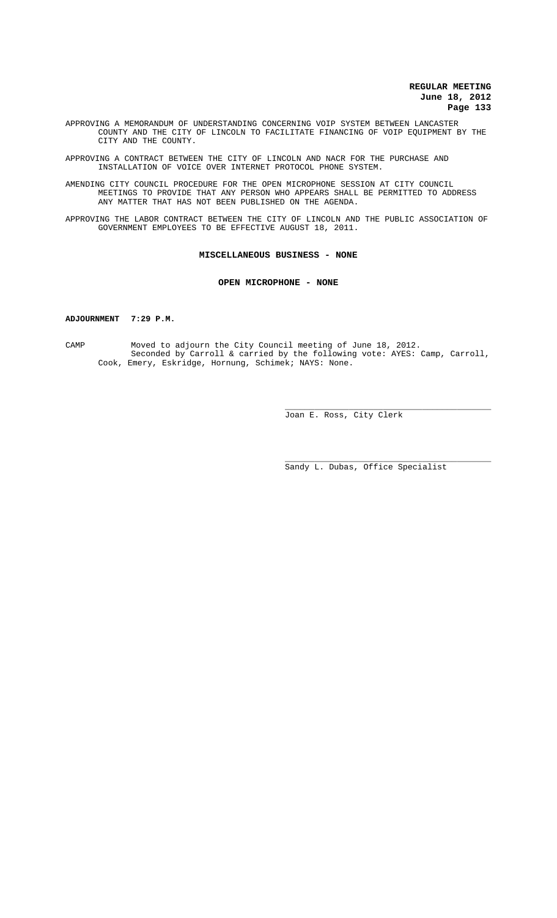APPROVING A MEMORANDUM OF UNDERSTANDING CONCERNING VOIP SYSTEM BETWEEN LANCASTER COUNTY AND THE CITY OF LINCOLN TO FACILITATE FINANCING OF VOIP EQUIPMENT BY THE CITY AND THE COUNTY.

APPROVING A CONTRACT BETWEEN THE CITY OF LINCOLN AND NACR FOR THE PURCHASE AND INSTALLATION OF VOICE OVER INTERNET PROTOCOL PHONE SYSTEM.

AMENDING CITY COUNCIL PROCEDURE FOR THE OPEN MICROPHONE SESSION AT CITY COUNCIL MEETINGS TO PROVIDE THAT ANY PERSON WHO APPEARS SHALL BE PERMITTED TO ADDRESS ANY MATTER THAT HAS NOT BEEN PUBLISHED ON THE AGENDA.

APPROVING THE LABOR CONTRACT BETWEEN THE CITY OF LINCOLN AND THE PUBLIC ASSOCIATION OF GOVERNMENT EMPLOYEES TO BE EFFECTIVE AUGUST 18, 2011.

**MISCELLANEOUS BUSINESS - NONE**

**OPEN MICROPHONE - NONE**

**ADJOURNMENT 7:29 P.M.**

CAMP Moved to adjourn the City Council meeting of June 18, 2012.
Seconded by Carroll & carried by the following vote: AYES: Camp, Carroll, Cook, Emery, Eskridge, Hornung, Schimek; NAYS: None.

Joan E. Ross, City Clerk

Sandy L. Dubas, Office Specialist